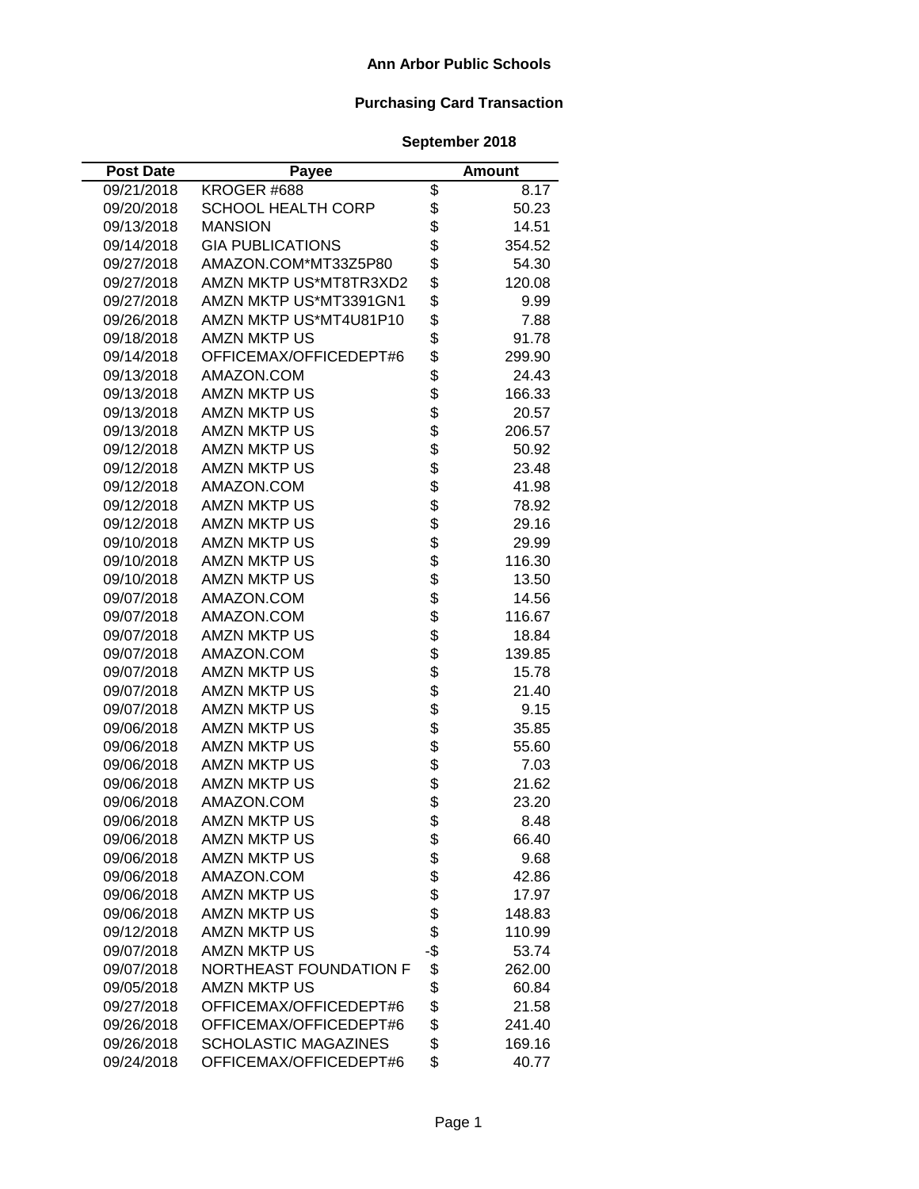# Ann Arbor Public Schools

## Purchasing Card Transaction

### September 2018

| Post Date | Payee | Amount |
|---|---|---|
| 09/21/2018 | KROGER #688 | $ 8.17 |
| 09/20/2018 | SCHOOL HEALTH CORP | $ 50.23 |
| 09/13/2018 | MANSION | $ 14.51 |
| 09/14/2018 | GIA PUBLICATIONS | $ 354.52 |
| 09/27/2018 | AMAZON.COM*MT33Z5P80 | $ 54.30 |
| 09/27/2018 | AMZN MKTP US*MT8TR3XD2 | $ 120.08 |
| 09/27/2018 | AMZN MKTP US*MT3391GN1 | $ 9.99 |
| 09/26/2018 | AMZN MKTP US*MT4U81P10 | $ 7.88 |
| 09/18/2018 | AMZN MKTP US | $ 91.78 |
| 09/14/2018 | OFFICEMAX/OFFICEDEPT#6 | $ 299.90 |
| 09/13/2018 | AMAZON.COM | $ 24.43 |
| 09/13/2018 | AMZN MKTP US | $ 166.33 |
| 09/13/2018 | AMZN MKTP US | $ 20.57 |
| 09/13/2018 | AMZN MKTP US | $ 206.57 |
| 09/12/2018 | AMZN MKTP US | $ 50.92 |
| 09/12/2018 | AMZN MKTP US | $ 23.48 |
| 09/12/2018 | AMAZON.COM | $ 41.98 |
| 09/12/2018 | AMZN MKTP US | $ 78.92 |
| 09/12/2018 | AMZN MKTP US | $ 29.16 |
| 09/10/2018 | AMZN MKTP US | $ 29.99 |
| 09/10/2018 | AMZN MKTP US | $ 116.30 |
| 09/10/2018 | AMZN MKTP US | $ 13.50 |
| 09/07/2018 | AMAZON.COM | $ 14.56 |
| 09/07/2018 | AMAZON.COM | $ 116.67 |
| 09/07/2018 | AMZN MKTP US | $ 18.84 |
| 09/07/2018 | AMAZON.COM | $ 139.85 |
| 09/07/2018 | AMZN MKTP US | $ 15.78 |
| 09/07/2018 | AMZN MKTP US | $ 21.40 |
| 09/07/2018 | AMZN MKTP US | $ 9.15 |
| 09/06/2018 | AMZN MKTP US | $ 35.85 |
| 09/06/2018 | AMZN MKTP US | $ 55.60 |
| 09/06/2018 | AMZN MKTP US | $ 7.03 |
| 09/06/2018 | AMZN MKTP US | $ 21.62 |
| 09/06/2018 | AMAZON.COM | $ 23.20 |
| 09/06/2018 | AMZN MKTP US | $ 8.48 |
| 09/06/2018 | AMZN MKTP US | $ 66.40 |
| 09/06/2018 | AMZN MKTP US | $ 9.68 |
| 09/06/2018 | AMAZON.COM | $ 42.86 |
| 09/06/2018 | AMZN MKTP US | $ 17.97 |
| 09/06/2018 | AMZN MKTP US | $ 148.83 |
| 09/12/2018 | AMZN MKTP US | $ 110.99 |
| 09/07/2018 | AMZN MKTP US | -$ 53.74 |
| 09/07/2018 | NORTHEAST FOUNDATION F | $ 262.00 |
| 09/05/2018 | AMZN MKTP US | $ 60.84 |
| 09/27/2018 | OFFICEMAX/OFFICEDEPT#6 | $ 21.58 |
| 09/26/2018 | OFFICEMAX/OFFICEDEPT#6 | $ 241.40 |
| 09/26/2018 | SCHOLASTIC MAGAZINES | $ 169.16 |
| 09/24/2018 | OFFICEMAX/OFFICEDEPT#6 | $ 40.77 |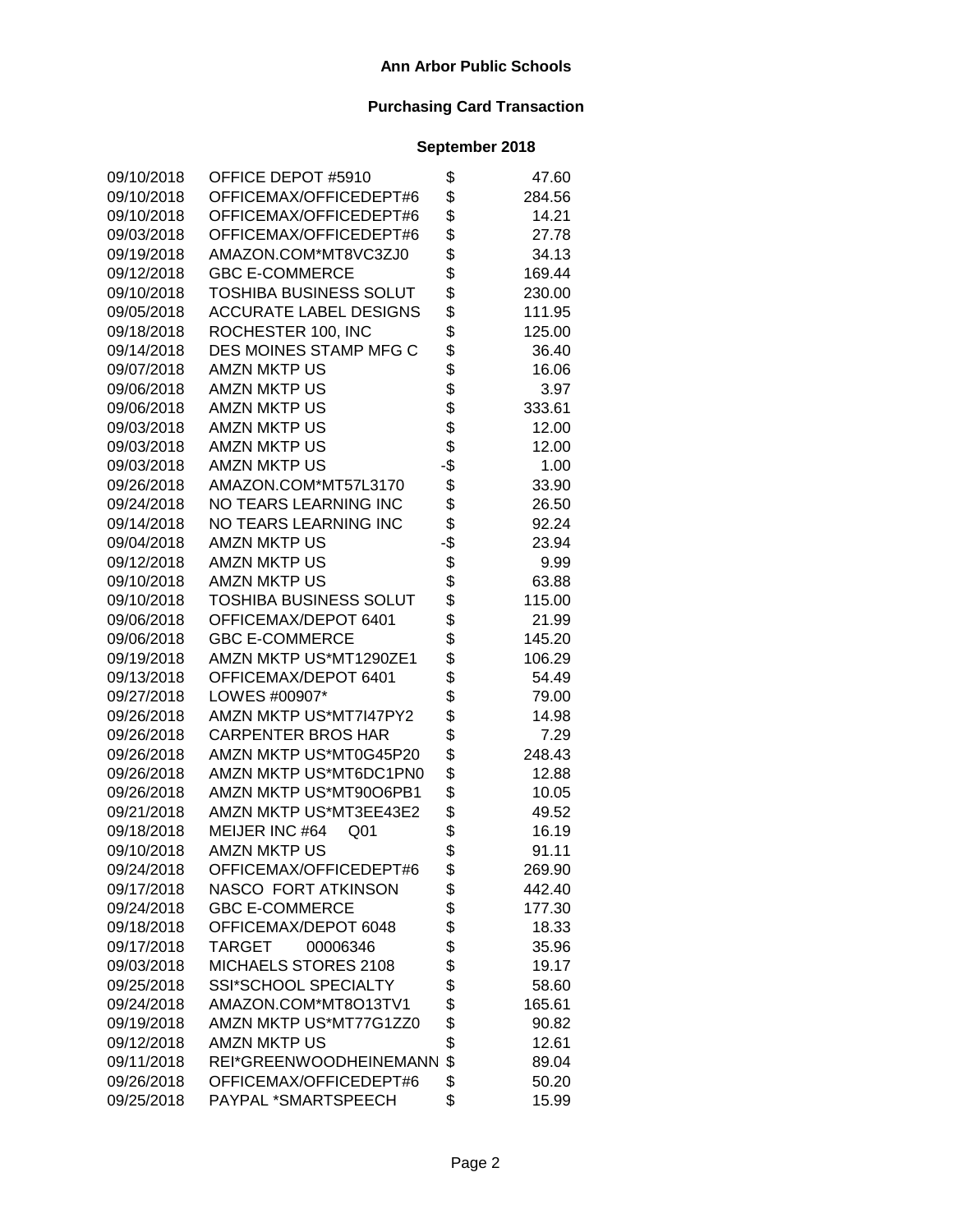**Ann Arbor Public Schools**

**Purchasing Card Transaction**

**September 2018**

| | | | |
|---|---|---|---|
| 09/10/2018 | OFFICE DEPOT #5910 | $ | 47.60 |
| 09/10/2018 | OFFICEMAX/OFFICEDEPT#6 | $ | 284.56 |
| 09/10/2018 | OFFICEMAX/OFFICEDEPT#6 | $ | 14.21 |
| 09/03/2018 | OFFICEMAX/OFFICEDEPT#6 | $ | 27.78 |
| 09/19/2018 | AMAZON.COM*MT8VC3ZJ0 | $ | 34.13 |
| 09/12/2018 | GBC E-COMMERCE | $ | 169.44 |
| 09/10/2018 | TOSHIBA BUSINESS SOLUT | $ | 230.00 |
| 09/05/2018 | ACCURATE LABEL DESIGNS | $ | 111.95 |
| 09/18/2018 | ROCHESTER 100, INC | $ | 125.00 |
| 09/14/2018 | DES MOINES STAMP MFG C | $ | 36.40 |
| 09/07/2018 | AMZN MKTP US | $ | 16.06 |
| 09/06/2018 | AMZN MKTP US | $ | 3.97 |
| 09/06/2018 | AMZN MKTP US | $ | 333.61 |
| 09/03/2018 | AMZN MKTP US | $ | 12.00 |
| 09/03/2018 | AMZN MKTP US | $ | 12.00 |
| 09/03/2018 | AMZN MKTP US | -$ | 1.00 |
| 09/26/2018 | AMAZON.COM*MT57L3170 | $ | 33.90 |
| 09/24/2018 | NO TEARS LEARNING INC | $ | 26.50 |
| 09/14/2018 | NO TEARS LEARNING INC | $ | 92.24 |
| 09/04/2018 | AMZN MKTP US | -$ | 23.94 |
| 09/12/2018 | AMZN MKTP US | $ | 9.99 |
| 09/10/2018 | AMZN MKTP US | $ | 63.88 |
| 09/10/2018 | TOSHIBA BUSINESS SOLUT | $ | 115.00 |
| 09/06/2018 | OFFICEMAX/DEPOT 6401 | $ | 21.99 |
| 09/06/2018 | GBC E-COMMERCE | $ | 145.20 |
| 09/19/2018 | AMZN MKTP US*MT1290ZE1 | $ | 106.29 |
| 09/13/2018 | OFFICEMAX/DEPOT 6401 | $ | 54.49 |
| 09/27/2018 | LOWES #00907* | $ | 79.00 |
| 09/26/2018 | AMZN MKTP US*MT7I47PY2 | $ | 14.98 |
| 09/26/2018 | CARPENTER BROS HAR | $ | 7.29 |
| 09/26/2018 | AMZN MKTP US*MT0G45P20 | $ | 248.43 |
| 09/26/2018 | AMZN MKTP US*MT6DC1PN0 | $ | 12.88 |
| 09/26/2018 | AMZN MKTP US*MT90O6PB1 | $ | 10.05 |
| 09/21/2018 | AMZN MKTP US*MT3EE43E2 | $ | 49.52 |
| 09/18/2018 | MEIJER INC #64 Q01 | $ | 16.19 |
| 09/10/2018 | AMZN MKTP US | $ | 91.11 |
| 09/24/2018 | OFFICEMAX/OFFICEDEPT#6 | $ | 269.90 |
| 09/17/2018 | NASCO FORT ATKINSON | $ | 442.40 |
| 09/24/2018 | GBC E-COMMERCE | $ | 177.30 |
| 09/18/2018 | OFFICEMAX/DEPOT 6048 | $ | 18.33 |
| 09/17/2018 | TARGET 00006346 | $ | 35.96 |
| 09/03/2018 | MICHAELS STORES 2108 | $ | 19.17 |
| 09/25/2018 | SSI*SCHOOL SPECIALTY | $ | 58.60 |
| 09/24/2018 | AMAZON.COM*MT8O13TV1 | $ | 165.61 |
| 09/19/2018 | AMZN MKTP US*MT77G1ZZ0 | $ | 90.82 |
| 09/12/2018 | AMZN MKTP US | $ | 12.61 |
| 09/11/2018 | REI*GREENWOODHEINEMANN | $ | 89.04 |
| 09/26/2018 | OFFICEMAX/OFFICEDEPT#6 | $ | 50.20 |
| 09/25/2018 | PAYPAL *SMARTSPEECH | $ | 15.99 |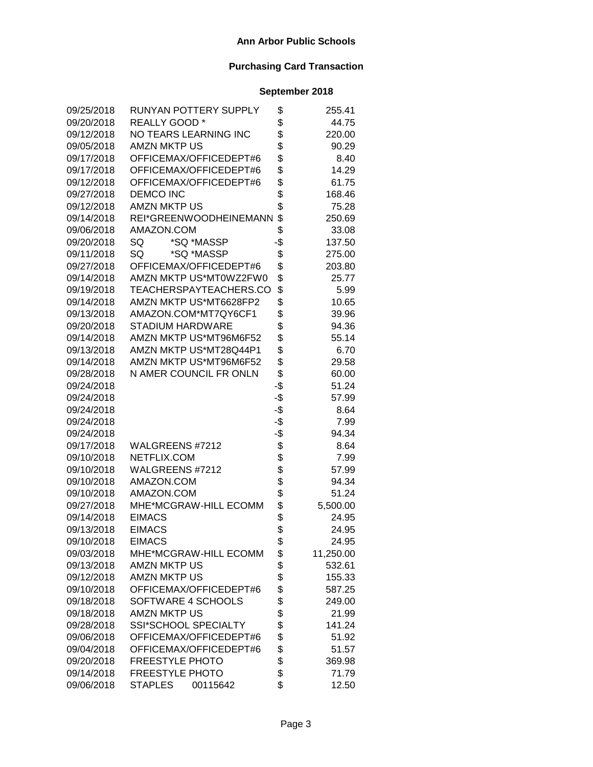# Ann Arbor Public Schools

## Purchasing Card Transaction

### September 2018

| Date | Vendor | | Amount |
|---|---|---|---|
| 09/25/2018 | RUNYAN POTTERY SUPPLY | $ | 255.41 |
| 09/20/2018 | REALLY GOOD * | $ | 44.75 |
| 09/12/2018 | NO TEARS LEARNING INC | $ | 220.00 |
| 09/05/2018 | AMZN MKTP US | $ | 90.29 |
| 09/17/2018 | OFFICEMAX/OFFICEDEPT#6 | $ | 8.40 |
| 09/17/2018 | OFFICEMAX/OFFICEDEPT#6 | $ | 14.29 |
| 09/12/2018 | OFFICEMAX/OFFICEDEPT#6 | $ | 61.75 |
| 09/27/2018 | DEMCO INC | $ | 168.46 |
| 09/12/2018 | AMZN MKTP US | $ | 75.28 |
| 09/14/2018 | REI*GREENWOODHEINEMANN | $ | 250.69 |
| 09/06/2018 | AMAZON.COM | $ | 33.08 |
| 09/20/2018 | SQ *SQ *MASSP | -$ | 137.50 |
| 09/11/2018 | SQ *SQ *MASSP | $ | 275.00 |
| 09/27/2018 | OFFICEMAX/OFFICEDEPT#6 | $ | 203.80 |
| 09/14/2018 | AMZN MKTP US*MT0WZ2FW0 | $ | 25.77 |
| 09/19/2018 | TEACHERSPAYTEACHERS.CO | $ | 5.99 |
| 09/14/2018 | AMZN MKTP US*MT6628FP2 | $ | 10.65 |
| 09/13/2018 | AMAZON.COM*MT7QY6CF1 | $ | 39.96 |
| 09/20/2018 | STADIUM HARDWARE | $ | 94.36 |
| 09/14/2018 | AMZN MKTP US*MT96M6F52 | $ | 55.14 |
| 09/13/2018 | AMZN MKTP US*MT28Q44P1 | $ | 6.70 |
| 09/14/2018 | AMZN MKTP US*MT96M6F52 | $ | 29.58 |
| 09/28/2018 | N AMER COUNCIL FR ONLN | $ | 60.00 |
| 09/24/2018 | | -$ | 51.24 |
| 09/24/2018 | | -$ | 57.99 |
| 09/24/2018 | | -$ | 8.64 |
| 09/24/2018 | | -$ | 7.99 |
| 09/24/2018 | | -$ | 94.34 |
| 09/17/2018 | WALGREENS #7212 | $ | 8.64 |
| 09/10/2018 | NETFLIX.COM | $ | 7.99 |
| 09/10/2018 | WALGREENS #7212 | $ | 57.99 |
| 09/10/2018 | AMAZON.COM | $ | 94.34 |
| 09/10/2018 | AMAZON.COM | $ | 51.24 |
| 09/27/2018 | MHE*MCGRAW-HILL ECOMM | $ | 5,500.00 |
| 09/14/2018 | EIMACS | $ | 24.95 |
| 09/13/2018 | EIMACS | $ | 24.95 |
| 09/10/2018 | EIMACS | $ | 24.95 |
| 09/03/2018 | MHE*MCGRAW-HILL ECOMM | $ | 11,250.00 |
| 09/13/2018 | AMZN MKTP US | $ | 532.61 |
| 09/12/2018 | AMZN MKTP US | $ | 155.33 |
| 09/10/2018 | OFFICEMAX/OFFICEDEPT#6 | $ | 587.25 |
| 09/18/2018 | SOFTWARE 4 SCHOOLS | $ | 249.00 |
| 09/18/2018 | AMZN MKTP US | $ | 21.99 |
| 09/28/2018 | SSI*SCHOOL SPECIALTY | $ | 141.24 |
| 09/06/2018 | OFFICEMAX/OFFICEDEPT#6 | $ | 51.92 |
| 09/04/2018 | OFFICEMAX/OFFICEDEPT#6 | $ | 51.57 |
| 09/20/2018 | FREESTYLE PHOTO | $ | 369.98 |
| 09/14/2018 | FREESTYLE PHOTO | $ | 71.79 |
| 09/06/2018 | STAPLES 00115642 | $ | 12.50 |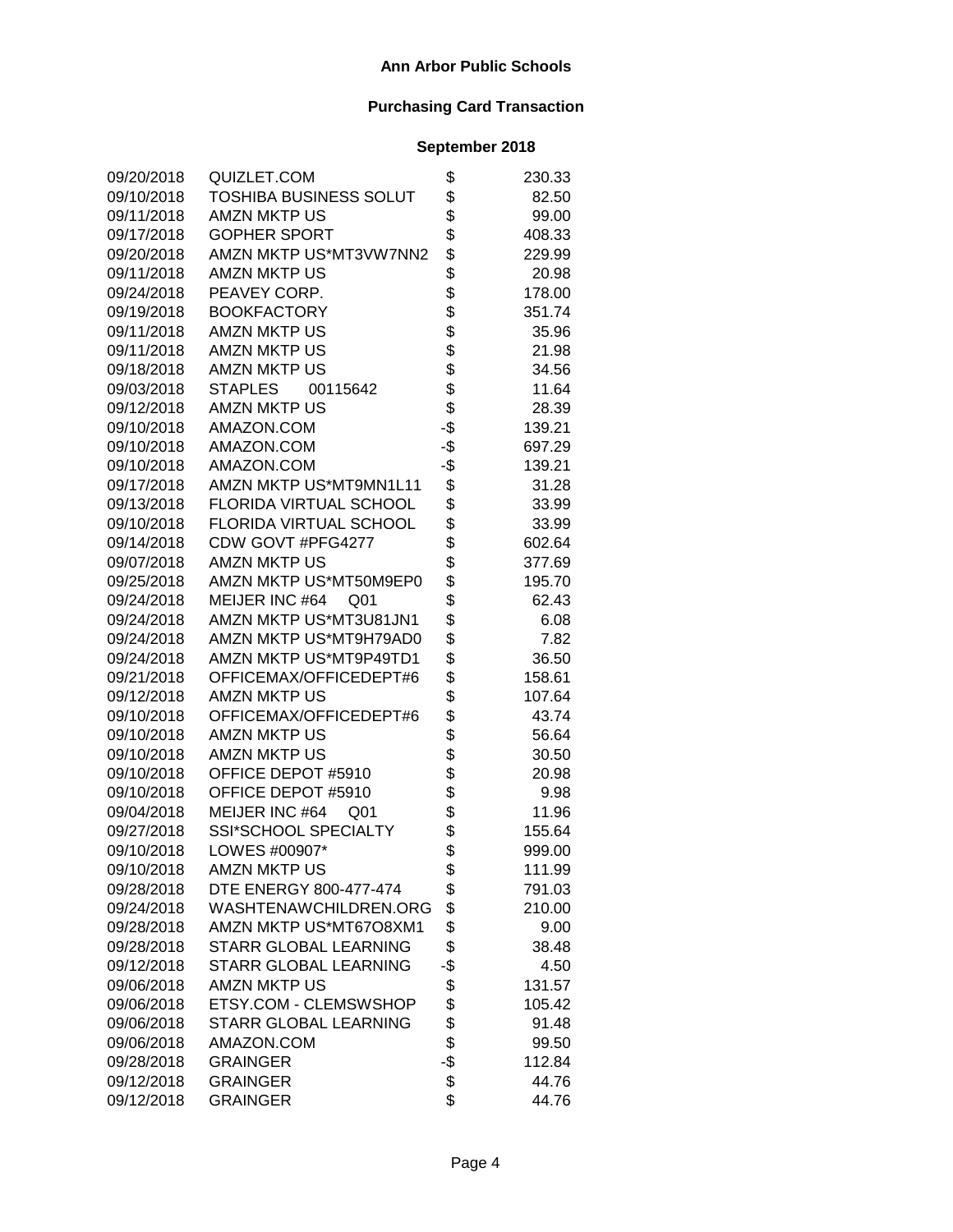**Ann Arbor Public Schools**

**Purchasing Card Transaction**

**September 2018**

| | | | |
|---|---|---|---|
| 09/20/2018 | QUIZLET.COM | $ | 230.33 |
| 09/10/2018 | TOSHIBA BUSINESS SOLUT | $ | 82.50 |
| 09/11/2018 | AMZN MKTP US | $ | 99.00 |
| 09/17/2018 | GOPHER SPORT | $ | 408.33 |
| 09/20/2018 | AMZN MKTP US*MT3VW7NN2 | $ | 229.99 |
| 09/11/2018 | AMZN MKTP US | $ | 20.98 |
| 09/24/2018 | PEAVEY CORP. | $ | 178.00 |
| 09/19/2018 | BOOKFACTORY | $ | 351.74 |
| 09/11/2018 | AMZN MKTP US | $ | 35.96 |
| 09/11/2018 | AMZN MKTP US | $ | 21.98 |
| 09/18/2018 | AMZN MKTP US | $ | 34.56 |
| 09/03/2018 | STAPLES 00115642 | $ | 11.64 |
| 09/12/2018 | AMZN MKTP US | $ | 28.39 |
| 09/10/2018 | AMAZON.COM | -$ | 139.21 |
| 09/10/2018 | AMAZON.COM | -$ | 697.29 |
| 09/10/2018 | AMAZON.COM | -$ | 139.21 |
| 09/17/2018 | AMZN MKTP US*MT9MN1L11 | $ | 31.28 |
| 09/13/2018 | FLORIDA VIRTUAL SCHOOL | $ | 33.99 |
| 09/10/2018 | FLORIDA VIRTUAL SCHOOL | $ | 33.99 |
| 09/14/2018 | CDW GOVT #PFG4277 | $ | 602.64 |
| 09/07/2018 | AMZN MKTP US | $ | 377.69 |
| 09/25/2018 | AMZN MKTP US*MT50M9EP0 | $ | 195.70 |
| 09/24/2018 | MEIJER INC #64 Q01 | $ | 62.43 |
| 09/24/2018 | AMZN MKTP US*MT3U81JN1 | $ | 6.08 |
| 09/24/2018 | AMZN MKTP US*MT9H79AD0 | $ | 7.82 |
| 09/24/2018 | AMZN MKTP US*MT9P49TD1 | $ | 36.50 |
| 09/21/2018 | OFFICEMAX/OFFICEDEPT#6 | $ | 158.61 |
| 09/12/2018 | AMZN MKTP US | $ | 107.64 |
| 09/10/2018 | OFFICEMAX/OFFICEDEPT#6 | $ | 43.74 |
| 09/10/2018 | AMZN MKTP US | $ | 56.64 |
| 09/10/2018 | AMZN MKTP US | $ | 30.50 |
| 09/10/2018 | OFFICE DEPOT #5910 | $ | 20.98 |
| 09/10/2018 | OFFICE DEPOT #5910 | $ | 9.98 |
| 09/04/2018 | MEIJER INC #64 Q01 | $ | 11.96 |
| 09/27/2018 | SSI*SCHOOL SPECIALTY | $ | 155.64 |
| 09/10/2018 | LOWES #00907* | $ | 999.00 |
| 09/10/2018 | AMZN MKTP US | $ | 111.99 |
| 09/28/2018 | DTE ENERGY 800-477-474 | $ | 791.03 |
| 09/24/2018 | WASHTENAWCHILDREN.ORG | $ | 210.00 |
| 09/28/2018 | AMZN MKTP US*MT67O8XM1 | $ | 9.00 |
| 09/28/2018 | STARR GLOBAL LEARNING | $ | 38.48 |
| 09/12/2018 | STARR GLOBAL LEARNING | -$ | 4.50 |
| 09/06/2018 | AMZN MKTP US | $ | 131.57 |
| 09/06/2018 | ETSY.COM - CLEMSWSHOP | $ | 105.42 |
| 09/06/2018 | STARR GLOBAL LEARNING | $ | 91.48 |
| 09/06/2018 | AMAZON.COM | $ | 99.50 |
| 09/28/2018 | GRAINGER | -$ | 112.84 |
| 09/12/2018 | GRAINGER | $ | 44.76 |
| 09/12/2018 | GRAINGER | $ | 44.76 |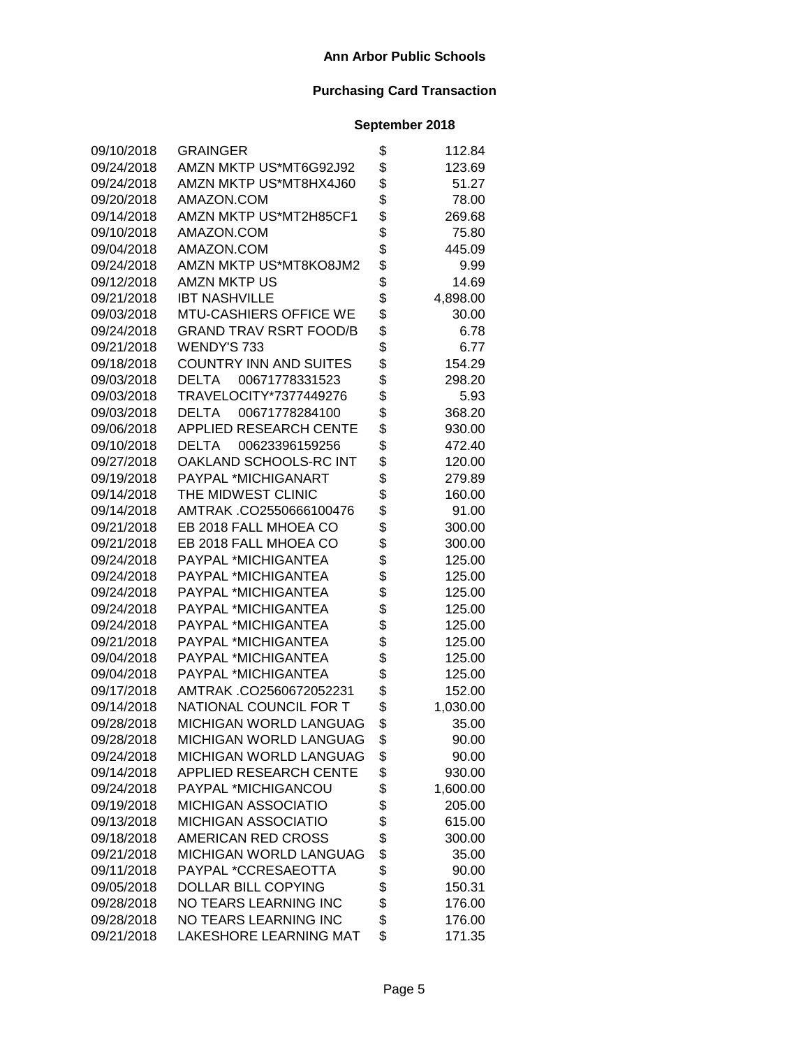# Ann Arbor Public Schools

## Purchasing Card Transaction

### September 2018

| Date | Vendor | | Amount |
|---|---|---|---|
| 09/10/2018 | GRAINGER | $ | 112.84 |
| 09/24/2018 | AMZN MKTP US*MT6G92J92 | $ | 123.69 |
| 09/24/2018 | AMZN MKTP US*MT8HX4J60 | $ | 51.27 |
| 09/20/2018 | AMAZON.COM | $ | 78.00 |
| 09/14/2018 | AMZN MKTP US*MT2H85CF1 | $ | 269.68 |
| 09/10/2018 | AMAZON.COM | $ | 75.80 |
| 09/04/2018 | AMAZON.COM | $ | 445.09 |
| 09/24/2018 | AMZN MKTP US*MT8KO8JM2 | $ | 9.99 |
| 09/12/2018 | AMZN MKTP US | $ | 14.69 |
| 09/21/2018 | IBT NASHVILLE | $ | 4,898.00 |
| 09/03/2018 | MTU-CASHIERS OFFICE WE | $ | 30.00 |
| 09/24/2018 | GRAND TRAV RSRT FOOD/B | $ | 6.78 |
| 09/21/2018 | WENDY'S 733 | $ | 6.77 |
| 09/18/2018 | COUNTRY INN AND SUITES | $ | 154.29 |
| 09/03/2018 | DELTA 00671778331523 | $ | 298.20 |
| 09/03/2018 | TRAVELOCITY*7377449276 | $ | 5.93 |
| 09/03/2018 | DELTA 00671778284100 | $ | 368.20 |
| 09/06/2018 | APPLIED RESEARCH CENTE | $ | 930.00 |
| 09/10/2018 | DELTA 00623396159256 | $ | 472.40 |
| 09/27/2018 | OAKLAND SCHOOLS-RC INT | $ | 120.00 |
| 09/19/2018 | PAYPAL *MICHIGANART | $ | 279.89 |
| 09/14/2018 | THE MIDWEST CLINIC | $ | 160.00 |
| 09/14/2018 | AMTRAK .CO2550666100476 | $ | 91.00 |
| 09/21/2018 | EB 2018 FALL MHOEA CO | $ | 300.00 |
| 09/21/2018 | EB 2018 FALL MHOEA CO | $ | 300.00 |
| 09/24/2018 | PAYPAL *MICHIGANTEA | $ | 125.00 |
| 09/24/2018 | PAYPAL *MICHIGANTEA | $ | 125.00 |
| 09/24/2018 | PAYPAL *MICHIGANTEA | $ | 125.00 |
| 09/24/2018 | PAYPAL *MICHIGANTEA | $ | 125.00 |
| 09/24/2018 | PAYPAL *MICHIGANTEA | $ | 125.00 |
| 09/21/2018 | PAYPAL *MICHIGANTEA | $ | 125.00 |
| 09/04/2018 | PAYPAL *MICHIGANTEA | $ | 125.00 |
| 09/04/2018 | PAYPAL *MICHIGANTEA | $ | 125.00 |
| 09/17/2018 | AMTRAK .CO2560672052231 | $ | 152.00 |
| 09/14/2018 | NATIONAL COUNCIL FOR T | $ | 1,030.00 |
| 09/28/2018 | MICHIGAN WORLD LANGUAG | $ | 35.00 |
| 09/28/2018 | MICHIGAN WORLD LANGUAG | $ | 90.00 |
| 09/24/2018 | MICHIGAN WORLD LANGUAG | $ | 90.00 |
| 09/14/2018 | APPLIED RESEARCH CENTE | $ | 930.00 |
| 09/24/2018 | PAYPAL *MICHIGANCOU | $ | 1,600.00 |
| 09/19/2018 | MICHIGAN ASSOCIATIO | $ | 205.00 |
| 09/13/2018 | MICHIGAN ASSOCIATIO | $ | 615.00 |
| 09/18/2018 | AMERICAN RED CROSS | $ | 300.00 |
| 09/21/2018 | MICHIGAN WORLD LANGUAG | $ | 35.00 |
| 09/11/2018 | PAYPAL *CCRESAEOTTA | $ | 90.00 |
| 09/05/2018 | DOLLAR BILL COPYING | $ | 150.31 |
| 09/28/2018 | NO TEARS LEARNING INC | $ | 176.00 |
| 09/28/2018 | NO TEARS LEARNING INC | $ | 176.00 |
| 09/21/2018 | LAKESHORE LEARNING MAT | $ | 171.35 |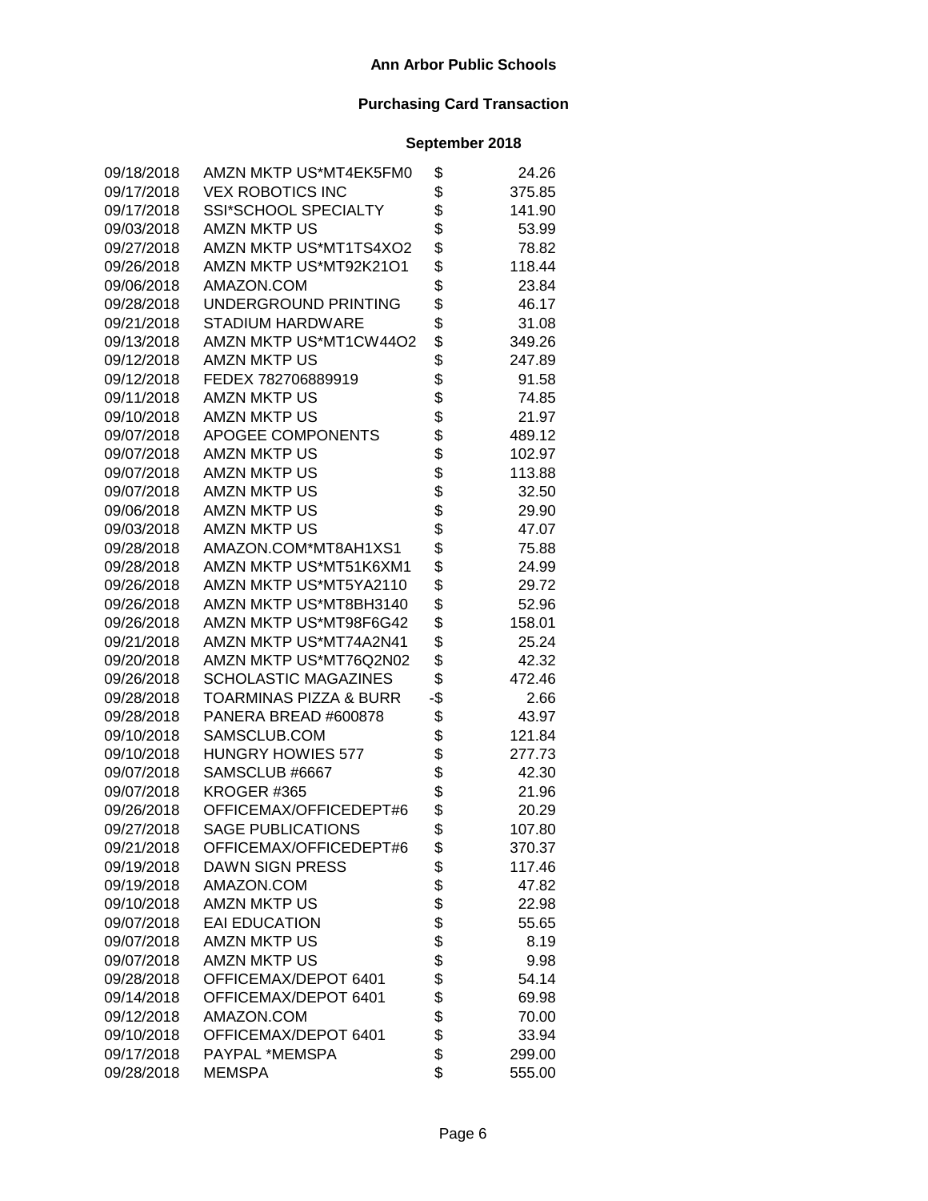# Ann Arbor Public Schools

## Purchasing Card Transaction

### September 2018

| Date | Vendor | | Amount |
|---|---|---|---|
| 09/18/2018 | AMZN MKTP US*MT4EK5FM0 | $ | 24.26 |
| 09/17/2018 | VEX ROBOTICS INC | $ | 375.85 |
| 09/17/2018 | SSI*SCHOOL SPECIALTY | $ | 141.90 |
| 09/03/2018 | AMZN MKTP US | $ | 53.99 |
| 09/27/2018 | AMZN MKTP US*MT1TS4XO2 | $ | 78.82 |
| 09/26/2018 | AMZN MKTP US*MT92K21O1 | $ | 118.44 |
| 09/06/2018 | AMAZON.COM | $ | 23.84 |
| 09/28/2018 | UNDERGROUND PRINTING | $ | 46.17 |
| 09/21/2018 | STADIUM HARDWARE | $ | 31.08 |
| 09/13/2018 | AMZN MKTP US*MT1CW44O2 | $ | 349.26 |
| 09/12/2018 | AMZN MKTP US | $ | 247.89 |
| 09/12/2018 | FEDEX 782706889919 | $ | 91.58 |
| 09/11/2018 | AMZN MKTP US | $ | 74.85 |
| 09/10/2018 | AMZN MKTP US | $ | 21.97 |
| 09/07/2018 | APOGEE COMPONENTS | $ | 489.12 |
| 09/07/2018 | AMZN MKTP US | $ | 102.97 |
| 09/07/2018 | AMZN MKTP US | $ | 113.88 |
| 09/07/2018 | AMZN MKTP US | $ | 32.50 |
| 09/06/2018 | AMZN MKTP US | $ | 29.90 |
| 09/03/2018 | AMZN MKTP US | $ | 47.07 |
| 09/28/2018 | AMAZON.COM*MT8AH1XS1 | $ | 75.88 |
| 09/28/2018 | AMZN MKTP US*MT51K6XM1 | $ | 24.99 |
| 09/26/2018 | AMZN MKTP US*MT5YA2110 | $ | 29.72 |
| 09/26/2018 | AMZN MKTP US*MT8BH3140 | $ | 52.96 |
| 09/26/2018 | AMZN MKTP US*MT98F6G42 | $ | 158.01 |
| 09/21/2018 | AMZN MKTP US*MT74A2N41 | $ | 25.24 |
| 09/20/2018 | AMZN MKTP US*MT76Q2N02 | $ | 42.32 |
| 09/26/2018 | SCHOLASTIC MAGAZINES | $ | 472.46 |
| 09/28/2018 | TOARMINAS PIZZA & BURR | -$ | 2.66 |
| 09/28/2018 | PANERA BREAD #600878 | $ | 43.97 |
| 09/10/2018 | SAMSCLUB.COM | $ | 121.84 |
| 09/10/2018 | HUNGRY HOWIES 577 | $ | 277.73 |
| 09/07/2018 | SAMSCLUB #6667 | $ | 42.30 |
| 09/07/2018 | KROGER #365 | $ | 21.96 |
| 09/26/2018 | OFFICEMAX/OFFICEDEPT#6 | $ | 20.29 |
| 09/27/2018 | SAGE PUBLICATIONS | $ | 107.80 |
| 09/21/2018 | OFFICEMAX/OFFICEDEPT#6 | $ | 370.37 |
| 09/19/2018 | DAWN SIGN PRESS | $ | 117.46 |
| 09/19/2018 | AMAZON.COM | $ | 47.82 |
| 09/10/2018 | AMZN MKTP US | $ | 22.98 |
| 09/07/2018 | EAI EDUCATION | $ | 55.65 |
| 09/07/2018 | AMZN MKTP US | $ | 8.19 |
| 09/07/2018 | AMZN MKTP US | $ | 9.98 |
| 09/28/2018 | OFFICEMAX/DEPOT 6401 | $ | 54.14 |
| 09/14/2018 | OFFICEMAX/DEPOT 6401 | $ | 69.98 |
| 09/12/2018 | AMAZON.COM | $ | 70.00 |
| 09/10/2018 | OFFICEMAX/DEPOT 6401 | $ | 33.94 |
| 09/17/2018 | PAYPAL *MEMSPA | $ | 299.00 |
| 09/28/2018 | MEMSPA | $ | 555.00 |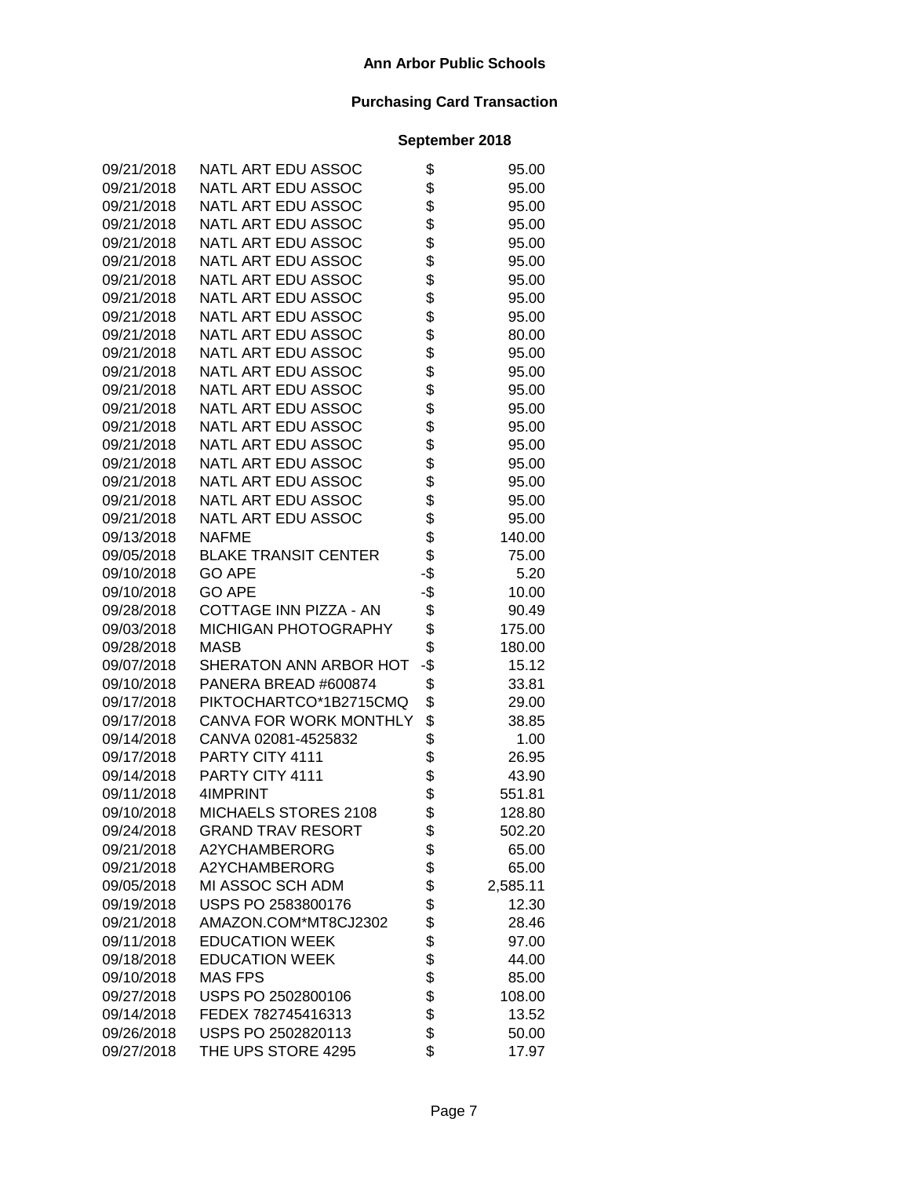**Ann Arbor Public Schools**

**Purchasing Card Transaction**

**September 2018**

| | | | |
|---|---|---|---|
| 09/21/2018 | NATL ART EDU ASSOC | $ | 95.00 |
| 09/21/2018 | NATL ART EDU ASSOC | $ | 95.00 |
| 09/21/2018 | NATL ART EDU ASSOC | $ | 95.00 |
| 09/21/2018 | NATL ART EDU ASSOC | $ | 95.00 |
| 09/21/2018 | NATL ART EDU ASSOC | $ | 95.00 |
| 09/21/2018 | NATL ART EDU ASSOC | $ | 95.00 |
| 09/21/2018 | NATL ART EDU ASSOC | $ | 95.00 |
| 09/21/2018 | NATL ART EDU ASSOC | $ | 95.00 |
| 09/21/2018 | NATL ART EDU ASSOC | $ | 95.00 |
| 09/21/2018 | NATL ART EDU ASSOC | $ | 80.00 |
| 09/21/2018 | NATL ART EDU ASSOC | $ | 95.00 |
| 09/21/2018 | NATL ART EDU ASSOC | $ | 95.00 |
| 09/21/2018 | NATL ART EDU ASSOC | $ | 95.00 |
| 09/21/2018 | NATL ART EDU ASSOC | $ | 95.00 |
| 09/21/2018 | NATL ART EDU ASSOC | $ | 95.00 |
| 09/21/2018 | NATL ART EDU ASSOC | $ | 95.00 |
| 09/21/2018 | NATL ART EDU ASSOC | $ | 95.00 |
| 09/21/2018 | NATL ART EDU ASSOC | $ | 95.00 |
| 09/21/2018 | NATL ART EDU ASSOC | $ | 95.00 |
| 09/21/2018 | NATL ART EDU ASSOC | $ | 95.00 |
| 09/13/2018 | NAFME | $ | 140.00 |
| 09/05/2018 | BLAKE TRANSIT CENTER | $ | 75.00 |
| 09/10/2018 | GO APE | -$ | 5.20 |
| 09/10/2018 | GO APE | -$ | 10.00 |
| 09/28/2018 | COTTAGE INN PIZZA - AN | $ | 90.49 |
| 09/03/2018 | MICHIGAN PHOTOGRAPHY | $ | 175.00 |
| 09/28/2018 | MASB | $ | 180.00 |
| 09/07/2018 | SHERATON ANN ARBOR HOT | -$ | 15.12 |
| 09/10/2018 | PANERA BREAD #600874 | $ | 33.81 |
| 09/17/2018 | PIKTOCHARTCO*1B2715CMQ | $ | 29.00 |
| 09/17/2018 | CANVA FOR WORK MONTHLY | $ | 38.85 |
| 09/14/2018 | CANVA 02081-4525832 | $ | 1.00 |
| 09/17/2018 | PARTY CITY 4111 | $ | 26.95 |
| 09/14/2018 | PARTY CITY 4111 | $ | 43.90 |
| 09/11/2018 | 4IMPRINT | $ | 551.81 |
| 09/10/2018 | MICHAELS STORES 2108 | $ | 128.80 |
| 09/24/2018 | GRAND TRAV RESORT | $ | 502.20 |
| 09/21/2018 | A2YCHAMBERORG | $ | 65.00 |
| 09/21/2018 | A2YCHAMBERORG | $ | 65.00 |
| 09/05/2018 | MI ASSOC SCH ADM | $ | 2,585.11 |
| 09/19/2018 | USPS PO 2583800176 | $ | 12.30 |
| 09/21/2018 | AMAZON.COM*MT8CJ2302 | $ | 28.46 |
| 09/11/2018 | EDUCATION WEEK | $ | 97.00 |
| 09/18/2018 | EDUCATION WEEK | $ | 44.00 |
| 09/10/2018 | MAS FPS | $ | 85.00 |
| 09/27/2018 | USPS PO 2502800106 | $ | 108.00 |
| 09/14/2018 | FEDEX 782745416313 | $ | 13.52 |
| 09/26/2018 | USPS PO 2502820113 | $ | 50.00 |
| 09/27/2018 | THE UPS STORE 4295 | $ | 17.97 |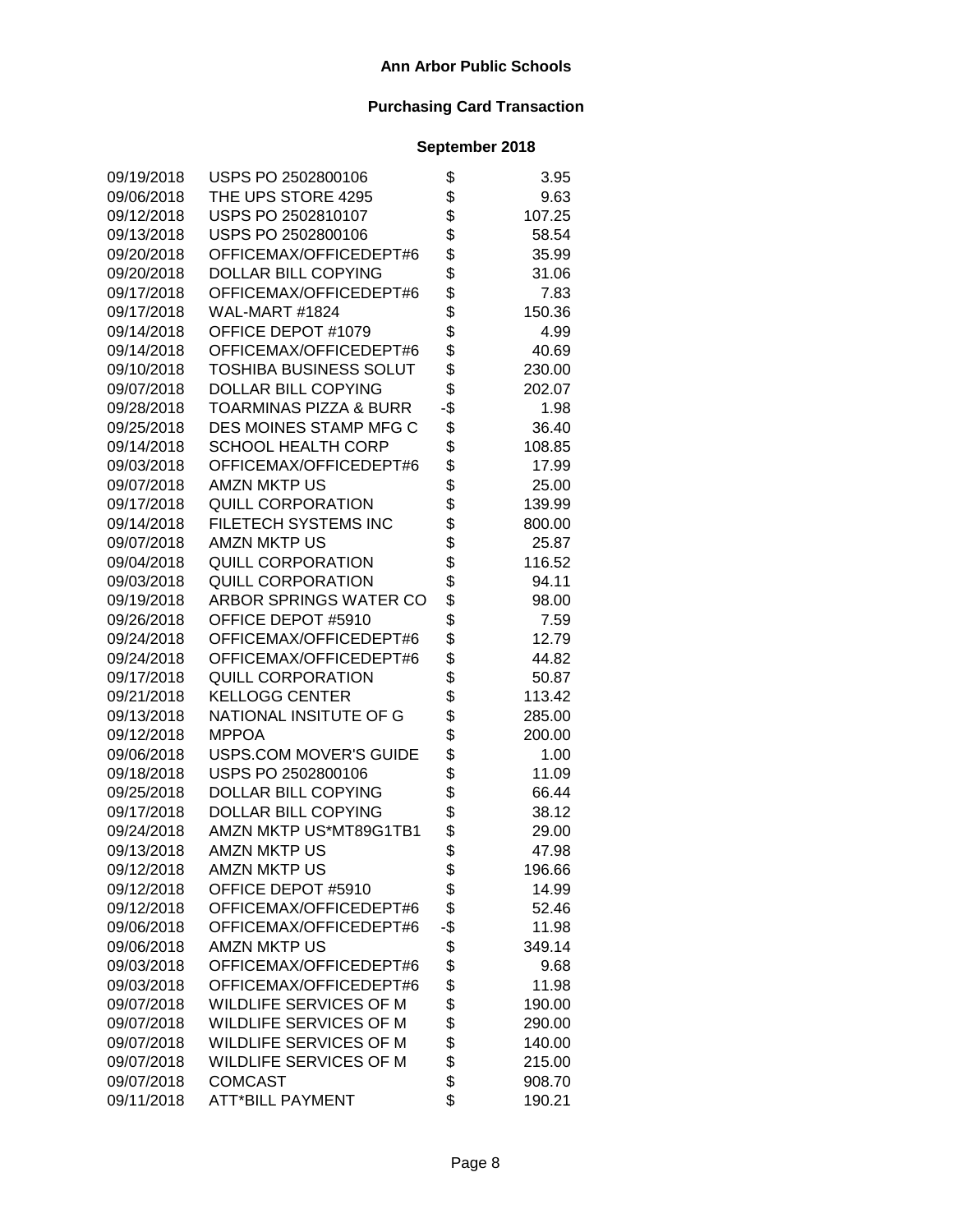# Ann Arbor Public Schools

## Purchasing Card Transaction

### September 2018

| Date | Vendor | | Amount |
|---|---|---|---|
| 09/19/2018 | USPS PO 2502800106 | $ | 3.95 |
| 09/06/2018 | THE UPS STORE 4295 | $ | 9.63 |
| 09/12/2018 | USPS PO 2502810107 | $ | 107.25 |
| 09/13/2018 | USPS PO 2502800106 | $ | 58.54 |
| 09/20/2018 | OFFICEMAX/OFFICEDEPT#6 | $ | 35.99 |
| 09/20/2018 | DOLLAR BILL COPYING | $ | 31.06 |
| 09/17/2018 | OFFICEMAX/OFFICEDEPT#6 | $ | 7.83 |
| 09/17/2018 | WAL-MART #1824 | $ | 150.36 |
| 09/14/2018 | OFFICE DEPOT #1079 | $ | 4.99 |
| 09/14/2018 | OFFICEMAX/OFFICEDEPT#6 | $ | 40.69 |
| 09/10/2018 | TOSHIBA BUSINESS SOLUT | $ | 230.00 |
| 09/07/2018 | DOLLAR BILL COPYING | $ | 202.07 |
| 09/28/2018 | TOARMINAS PIZZA & BURR | -$ | 1.98 |
| 09/25/2018 | DES MOINES STAMP MFG C | $ | 36.40 |
| 09/14/2018 | SCHOOL HEALTH CORP | $ | 108.85 |
| 09/03/2018 | OFFICEMAX/OFFICEDEPT#6 | $ | 17.99 |
| 09/07/2018 | AMZN MKTP US | $ | 25.00 |
| 09/17/2018 | QUILL CORPORATION | $ | 139.99 |
| 09/14/2018 | FILETECH SYSTEMS INC | $ | 800.00 |
| 09/07/2018 | AMZN MKTP US | $ | 25.87 |
| 09/04/2018 | QUILL CORPORATION | $ | 116.52 |
| 09/03/2018 | QUILL CORPORATION | $ | 94.11 |
| 09/19/2018 | ARBOR SPRINGS WATER CO | $ | 98.00 |
| 09/26/2018 | OFFICE DEPOT #5910 | $ | 7.59 |
| 09/24/2018 | OFFICEMAX/OFFICEDEPT#6 | $ | 12.79 |
| 09/24/2018 | OFFICEMAX/OFFICEDEPT#6 | $ | 44.82 |
| 09/17/2018 | QUILL CORPORATION | $ | 50.87 |
| 09/21/2018 | KELLOGG CENTER | $ | 113.42 |
| 09/13/2018 | NATIONAL INSITUTE OF G | $ | 285.00 |
| 09/12/2018 | MPPOA | $ | 200.00 |
| 09/06/2018 | USPS.COM MOVER'S GUIDE | $ | 1.00 |
| 09/18/2018 | USPS PO 2502800106 | $ | 11.09 |
| 09/25/2018 | DOLLAR BILL COPYING | $ | 66.44 |
| 09/17/2018 | DOLLAR BILL COPYING | $ | 38.12 |
| 09/24/2018 | AMZN MKTP US*MT89G1TB1 | $ | 29.00 |
| 09/13/2018 | AMZN MKTP US | $ | 47.98 |
| 09/12/2018 | AMZN MKTP US | $ | 196.66 |
| 09/12/2018 | OFFICE DEPOT #5910 | $ | 14.99 |
| 09/12/2018 | OFFICEMAX/OFFICEDEPT#6 | $ | 52.46 |
| 09/06/2018 | OFFICEMAX/OFFICEDEPT#6 | -$ | 11.98 |
| 09/06/2018 | AMZN MKTP US | $ | 349.14 |
| 09/03/2018 | OFFICEMAX/OFFICEDEPT#6 | $ | 9.68 |
| 09/03/2018 | OFFICEMAX/OFFICEDEPT#6 | $ | 11.98 |
| 09/07/2018 | WILDLIFE SERVICES OF M | $ | 190.00 |
| 09/07/2018 | WILDLIFE SERVICES OF M | $ | 290.00 |
| 09/07/2018 | WILDLIFE SERVICES OF M | $ | 140.00 |
| 09/07/2018 | WILDLIFE SERVICES OF M | $ | 215.00 |
| 09/07/2018 | COMCAST | $ | 908.70 |
| 09/11/2018 | ATT*BILL PAYMENT | $ | 190.21 |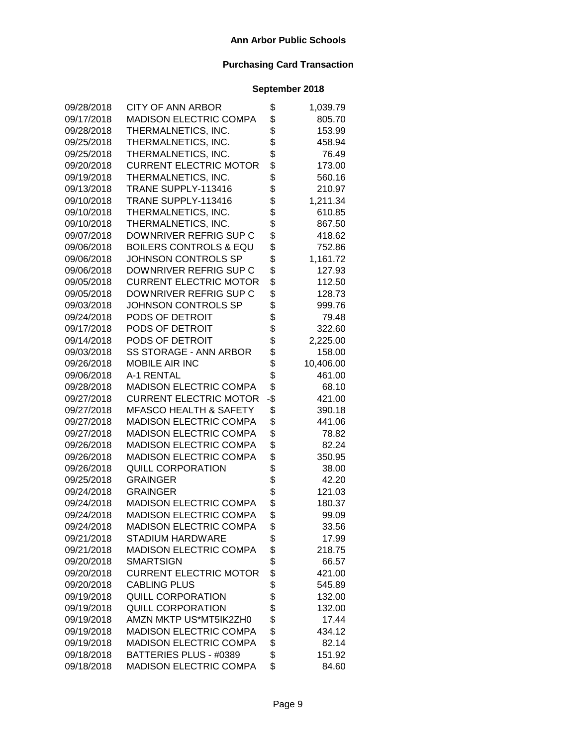**Ann Arbor Public Schools**

**Purchasing Card Transaction**

**September 2018**

| | | | |
|---|---|---|---|
| 09/28/2018 | CITY OF ANN ARBOR | $ | 1,039.79 |
| 09/17/2018 | MADISON ELECTRIC COMPA | $ | 805.70 |
| 09/28/2018 | THERMALNETICS, INC. | $ | 153.99 |
| 09/25/2018 | THERMALNETICS, INC. | $ | 458.94 |
| 09/25/2018 | THERMALNETICS, INC. | $ | 76.49 |
| 09/20/2018 | CURRENT ELECTRIC MOTOR | $ | 173.00 |
| 09/19/2018 | THERMALNETICS, INC. | $ | 560.16 |
| 09/13/2018 | TRANE SUPPLY-113416 | $ | 210.97 |
| 09/10/2018 | TRANE SUPPLY-113416 | $ | 1,211.34 |
| 09/10/2018 | THERMALNETICS, INC. | $ | 610.85 |
| 09/10/2018 | THERMALNETICS, INC. | $ | 867.50 |
| 09/07/2018 | DOWNRIVER REFRIG SUP C | $ | 418.62 |
| 09/06/2018 | BOILERS CONTROLS & EQU | $ | 752.86 |
| 09/06/2018 | JOHNSON CONTROLS SP | $ | 1,161.72 |
| 09/06/2018 | DOWNRIVER REFRIG SUP C | $ | 127.93 |
| 09/05/2018 | CURRENT ELECTRIC MOTOR | $ | 112.50 |
| 09/05/2018 | DOWNRIVER REFRIG SUP C | $ | 128.73 |
| 09/03/2018 | JOHNSON CONTROLS SP | $ | 999.76 |
| 09/24/2018 | PODS OF DETROIT | $ | 79.48 |
| 09/17/2018 | PODS OF DETROIT | $ | 322.60 |
| 09/14/2018 | PODS OF DETROIT | $ | 2,225.00 |
| 09/03/2018 | SS STORAGE - ANN ARBOR | $ | 158.00 |
| 09/26/2018 | MOBILE AIR INC | $ | 10,406.00 |
| 09/06/2018 | A-1 RENTAL | $ | 461.00 |
| 09/28/2018 | MADISON ELECTRIC COMPA | $ | 68.10 |
| 09/27/2018 | CURRENT ELECTRIC MOTOR | -$ | 421.00 |
| 09/27/2018 | MFASCO HEALTH & SAFETY | $ | 390.18 |
| 09/27/2018 | MADISON ELECTRIC COMPA | $ | 441.06 |
| 09/27/2018 | MADISON ELECTRIC COMPA | $ | 78.82 |
| 09/26/2018 | MADISON ELECTRIC COMPA | $ | 82.24 |
| 09/26/2018 | MADISON ELECTRIC COMPA | $ | 350.95 |
| 09/26/2018 | QUILL CORPORATION | $ | 38.00 |
| 09/25/2018 | GRAINGER | $ | 42.20 |
| 09/24/2018 | GRAINGER | $ | 121.03 |
| 09/24/2018 | MADISON ELECTRIC COMPA | $ | 180.37 |
| 09/24/2018 | MADISON ELECTRIC COMPA | $ | 99.09 |
| 09/24/2018 | MADISON ELECTRIC COMPA | $ | 33.56 |
| 09/21/2018 | STADIUM HARDWARE | $ | 17.99 |
| 09/21/2018 | MADISON ELECTRIC COMPA | $ | 218.75 |
| 09/20/2018 | SMARTSIGN | $ | 66.57 |
| 09/20/2018 | CURRENT ELECTRIC MOTOR | $ | 421.00 |
| 09/20/2018 | CABLING PLUS | $ | 545.89 |
| 09/19/2018 | QUILL CORPORATION | $ | 132.00 |
| 09/19/2018 | QUILL CORPORATION | $ | 132.00 |
| 09/19/2018 | AMZN MKTP US*MT5IK2ZH0 | $ | 17.44 |
| 09/19/2018 | MADISON ELECTRIC COMPA | $ | 434.12 |
| 09/19/2018 | MADISON ELECTRIC COMPA | $ | 82.14 |
| 09/18/2018 | BATTERIES PLUS - #0389 | $ | 151.92 |
| 09/18/2018 | MADISON ELECTRIC COMPA | $ | 84.60 |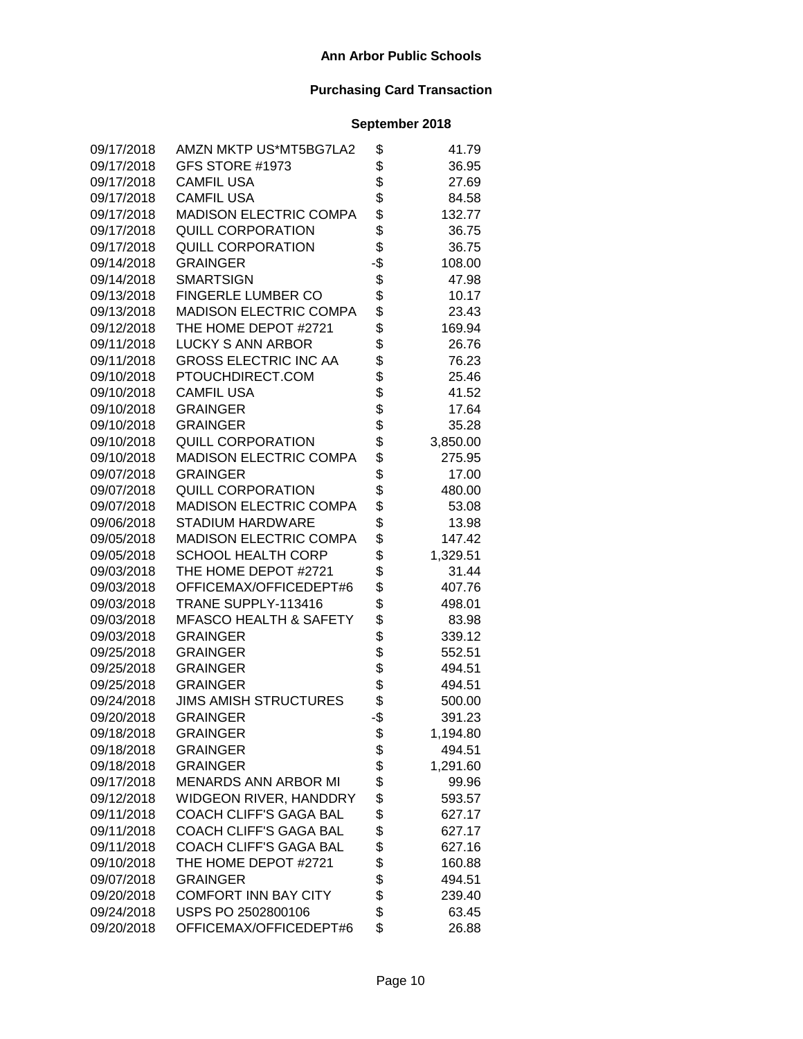**Ann Arbor Public Schools**

**Purchasing Card Transaction**

**September 2018**

| | | | |
|---|---|---|---|
| 09/17/2018 | AMZN MKTP US*MT5BG7LA2 | $ | 41.79 |
| 09/17/2018 | GFS STORE #1973 | $ | 36.95 |
| 09/17/2018 | CAMFIL USA | $ | 27.69 |
| 09/17/2018 | CAMFIL USA | $ | 84.58 |
| 09/17/2018 | MADISON ELECTRIC COMPA | $ | 132.77 |
| 09/17/2018 | QUILL CORPORATION | $ | 36.75 |
| 09/17/2018 | QUILL CORPORATION | $ | 36.75 |
| 09/14/2018 | GRAINGER | -$ | 108.00 |
| 09/14/2018 | SMARTSIGN | $ | 47.98 |
| 09/13/2018 | FINGERLE LUMBER CO | $ | 10.17 |
| 09/13/2018 | MADISON ELECTRIC COMPA | $ | 23.43 |
| 09/12/2018 | THE HOME DEPOT #2721 | $ | 169.94 |
| 09/11/2018 | LUCKY S ANN ARBOR | $ | 26.76 |
| 09/11/2018 | GROSS ELECTRIC INC AA | $ | 76.23 |
| 09/10/2018 | PTOUCHDIRECT.COM | $ | 25.46 |
| 09/10/2018 | CAMFIL USA | $ | 41.52 |
| 09/10/2018 | GRAINGER | $ | 17.64 |
| 09/10/2018 | GRAINGER | $ | 35.28 |
| 09/10/2018 | QUILL CORPORATION | $ | 3,850.00 |
| 09/10/2018 | MADISON ELECTRIC COMPA | $ | 275.95 |
| 09/07/2018 | GRAINGER | $ | 17.00 |
| 09/07/2018 | QUILL CORPORATION | $ | 480.00 |
| 09/07/2018 | MADISON ELECTRIC COMPA | $ | 53.08 |
| 09/06/2018 | STADIUM HARDWARE | $ | 13.98 |
| 09/05/2018 | MADISON ELECTRIC COMPA | $ | 147.42 |
| 09/05/2018 | SCHOOL HEALTH CORP | $ | 1,329.51 |
| 09/03/2018 | THE HOME DEPOT #2721 | $ | 31.44 |
| 09/03/2018 | OFFICEMAX/OFFICEDEPT#6 | $ | 407.76 |
| 09/03/2018 | TRANE SUPPLY-113416 | $ | 498.01 |
| 09/03/2018 | MFASCO HEALTH & SAFETY | $ | 83.98 |
| 09/03/2018 | GRAINGER | $ | 339.12 |
| 09/25/2018 | GRAINGER | $ | 552.51 |
| 09/25/2018 | GRAINGER | $ | 494.51 |
| 09/25/2018 | GRAINGER | $ | 494.51 |
| 09/24/2018 | JIMS AMISH STRUCTURES | $ | 500.00 |
| 09/20/2018 | GRAINGER | -$ | 391.23 |
| 09/18/2018 | GRAINGER | $ | 1,194.80 |
| 09/18/2018 | GRAINGER | $ | 494.51 |
| 09/18/2018 | GRAINGER | $ | 1,291.60 |
| 09/17/2018 | MENARDS ANN ARBOR MI | $ | 99.96 |
| 09/12/2018 | WIDGEON RIVER, HANDDRY | $ | 593.57 |
| 09/11/2018 | COACH CLIFF'S GAGA BAL | $ | 627.17 |
| 09/11/2018 | COACH CLIFF'S GAGA BAL | $ | 627.17 |
| 09/11/2018 | COACH CLIFF'S GAGA BAL | $ | 627.16 |
| 09/10/2018 | THE HOME DEPOT #2721 | $ | 160.88 |
| 09/07/2018 | GRAINGER | $ | 494.51 |
| 09/20/2018 | COMFORT INN BAY CITY | $ | 239.40 |
| 09/24/2018 | USPS PO 2502800106 | $ | 63.45 |
| 09/20/2018 | OFFICEMAX/OFFICEDEPT#6 | $ | 26.88 |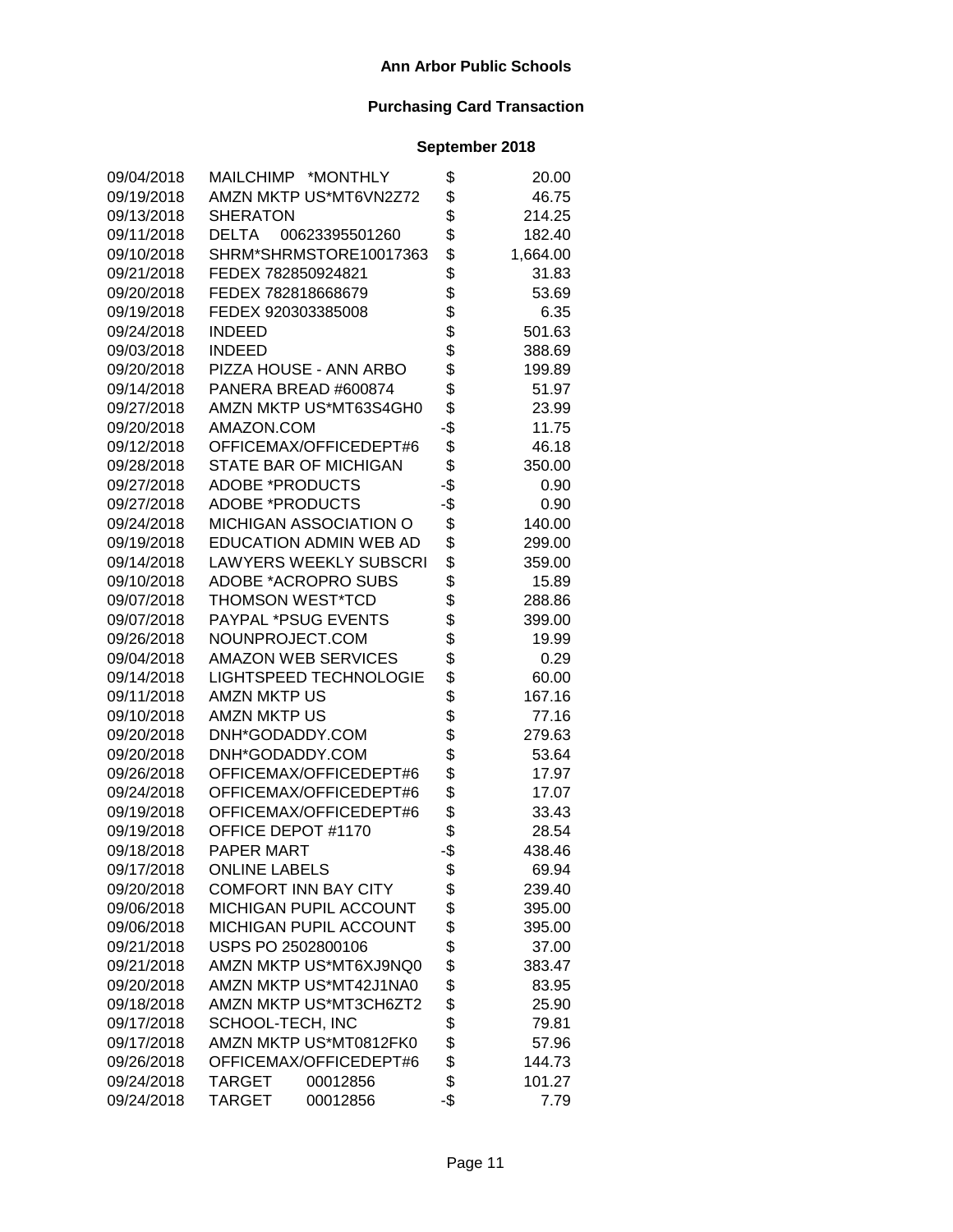**Ann Arbor Public Schools**

**Purchasing Card Transaction**

**September 2018**

| Date | Vendor | | Amount |
|---|---|---|---|
| 09/04/2018 | MAILCHIMP *MONTHLY | $ | 20.00 |
| 09/19/2018 | AMZN MKTP US*MT6VN2Z72 | $ | 46.75 |
| 09/13/2018 | SHERATON | $ | 214.25 |
| 09/11/2018 | DELTA 00623395501260 | $ | 182.40 |
| 09/10/2018 | SHRM*SHRMSTORE10017363 | $ | 1,664.00 |
| 09/21/2018 | FEDEX 782850924821 | $ | 31.83 |
| 09/20/2018 | FEDEX 782818668679 | $ | 53.69 |
| 09/19/2018 | FEDEX 920303385008 | $ | 6.35 |
| 09/24/2018 | INDEED | $ | 501.63 |
| 09/03/2018 | INDEED | $ | 388.69 |
| 09/20/2018 | PIZZA HOUSE - ANN ARBO | $ | 199.89 |
| 09/14/2018 | PANERA BREAD #600874 | $ | 51.97 |
| 09/27/2018 | AMZN MKTP US*MT63S4GH0 | $ | 23.99 |
| 09/20/2018 | AMAZON.COM | -$ | 11.75 |
| 09/12/2018 | OFFICEMAX/OFFICEDEPT#6 | $ | 46.18 |
| 09/28/2018 | STATE BAR OF MICHIGAN | $ | 350.00 |
| 09/27/2018 | ADOBE *PRODUCTS | -$ | 0.90 |
| 09/27/2018 | ADOBE *PRODUCTS | -$ | 0.90 |
| 09/24/2018 | MICHIGAN ASSOCIATION O | $ | 140.00 |
| 09/19/2018 | EDUCATION ADMIN WEB AD | $ | 299.00 |
| 09/14/2018 | LAWYERS WEEKLY SUBSCRI | $ | 359.00 |
| 09/10/2018 | ADOBE *ACROPRO SUBS | $ | 15.89 |
| 09/07/2018 | THOMSON WEST*TCD | $ | 288.86 |
| 09/07/2018 | PAYPAL *PSUG EVENTS | $ | 399.00 |
| 09/26/2018 | NOUNPROJECT.COM | $ | 19.99 |
| 09/04/2018 | AMAZON WEB SERVICES | $ | 0.29 |
| 09/14/2018 | LIGHTSPEED TECHNOLOGIE | $ | 60.00 |
| 09/11/2018 | AMZN MKTP US | $ | 167.16 |
| 09/10/2018 | AMZN MKTP US | $ | 77.16 |
| 09/20/2018 | DNH*GODADDY.COM | $ | 279.63 |
| 09/20/2018 | DNH*GODADDY.COM | $ | 53.64 |
| 09/26/2018 | OFFICEMAX/OFFICEDEPT#6 | $ | 17.97 |
| 09/24/2018 | OFFICEMAX/OFFICEDEPT#6 | $ | 17.07 |
| 09/19/2018 | OFFICEMAX/OFFICEDEPT#6 | $ | 33.43 |
| 09/19/2018 | OFFICE DEPOT #1170 | $ | 28.54 |
| 09/18/2018 | PAPER MART | -$ | 438.46 |
| 09/17/2018 | ONLINE LABELS | $ | 69.94 |
| 09/20/2018 | COMFORT INN BAY CITY | $ | 239.40 |
| 09/06/2018 | MICHIGAN PUPIL ACCOUNT | $ | 395.00 |
| 09/06/2018 | MICHIGAN PUPIL ACCOUNT | $ | 395.00 |
| 09/21/2018 | USPS PO 2502800106 | $ | 37.00 |
| 09/21/2018 | AMZN MKTP US*MT6XJ9NQ0 | $ | 383.47 |
| 09/20/2018 | AMZN MKTP US*MT42J1NA0 | $ | 83.95 |
| 09/18/2018 | AMZN MKTP US*MT3CH6ZT2 | $ | 25.90 |
| 09/17/2018 | SCHOOL-TECH, INC | $ | 79.81 |
| 09/17/2018 | AMZN MKTP US*MT0812FK0 | $ | 57.96 |
| 09/26/2018 | OFFICEMAX/OFFICEDEPT#6 | $ | 144.73 |
| 09/24/2018 | TARGET 00012856 | $ | 101.27 |
| 09/24/2018 | TARGET 00012856 | -$ | 7.79 |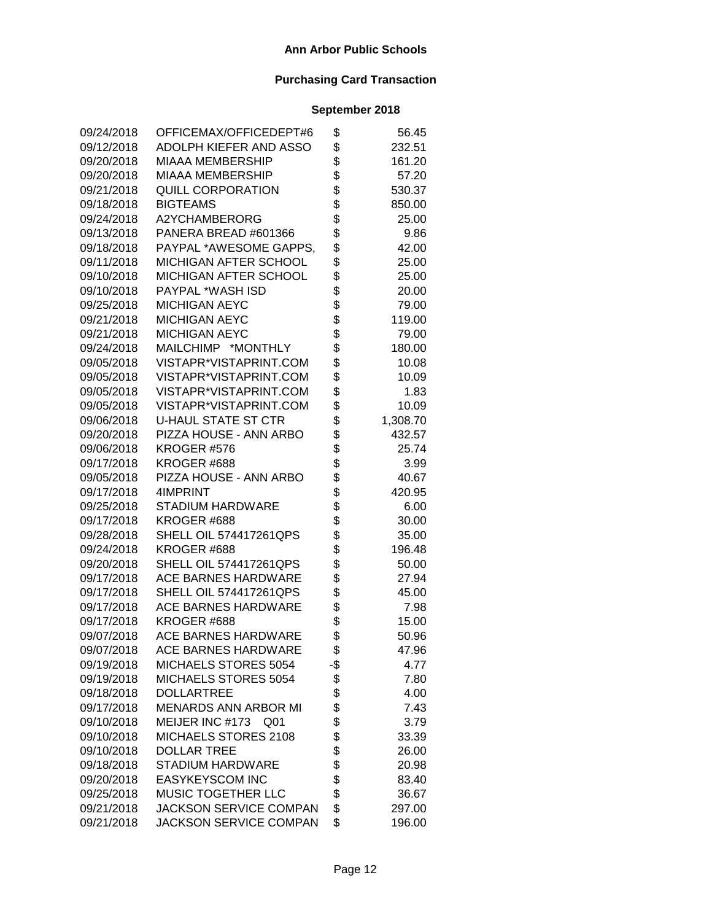## Ann Arbor Public Schools

## Purchasing Card Transaction

## September 2018

| Date | Vendor | | Amount |
|---|---|---|---|
| 09/24/2018 | OFFICEMAX/OFFICEDEPT#6 | $ | 56.45 |
| 09/12/2018 | ADOLPH KIEFER AND ASSO | $ | 232.51 |
| 09/20/2018 | MIAAA MEMBERSHIP | $ | 161.20 |
| 09/20/2018 | MIAAA MEMBERSHIP | $ | 57.20 |
| 09/21/2018 | QUILL CORPORATION | $ | 530.37 |
| 09/18/2018 | BIGTEAMS | $ | 850.00 |
| 09/24/2018 | A2YCHAMBERORG | $ | 25.00 |
| 09/13/2018 | PANERA BREAD #601366 | $ | 9.86 |
| 09/18/2018 | PAYPAL *AWESOME GAPPS, | $ | 42.00 |
| 09/11/2018 | MICHIGAN AFTER SCHOOL | $ | 25.00 |
| 09/10/2018 | MICHIGAN AFTER SCHOOL | $ | 25.00 |
| 09/10/2018 | PAYPAL *WASH ISD | $ | 20.00 |
| 09/25/2018 | MICHIGAN AEYC | $ | 79.00 |
| 09/21/2018 | MICHIGAN AEYC | $ | 119.00 |
| 09/21/2018 | MICHIGAN AEYC | $ | 79.00 |
| 09/24/2018 | MAILCHIMP *MONTHLY | $ | 180.00 |
| 09/05/2018 | VISTAPR*VISTAPRINT.COM | $ | 10.08 |
| 09/05/2018 | VISTAPR*VISTAPRINT.COM | $ | 10.09 |
| 09/05/2018 | VISTAPR*VISTAPRINT.COM | $ | 1.83 |
| 09/05/2018 | VISTAPR*VISTAPRINT.COM | $ | 10.09 |
| 09/06/2018 | U-HAUL STATE ST CTR | $ | 1,308.70 |
| 09/20/2018 | PIZZA HOUSE - ANN ARBO | $ | 432.57 |
| 09/06/2018 | KROGER #576 | $ | 25.74 |
| 09/17/2018 | KROGER #688 | $ | 3.99 |
| 09/05/2018 | PIZZA HOUSE - ANN ARBO | $ | 40.67 |
| 09/17/2018 | 4IMPRINT | $ | 420.95 |
| 09/25/2018 | STADIUM HARDWARE | $ | 6.00 |
| 09/17/2018 | KROGER #688 | $ | 30.00 |
| 09/28/2018 | SHELL OIL 574417261QPS | $ | 35.00 |
| 09/24/2018 | KROGER #688 | $ | 196.48 |
| 09/20/2018 | SHELL OIL 574417261QPS | $ | 50.00 |
| 09/17/2018 | ACE BARNES HARDWARE | $ | 27.94 |
| 09/17/2018 | SHELL OIL 574417261QPS | $ | 45.00 |
| 09/17/2018 | ACE BARNES HARDWARE | $ | 7.98 |
| 09/17/2018 | KROGER #688 | $ | 15.00 |
| 09/07/2018 | ACE BARNES HARDWARE | $ | 50.96 |
| 09/07/2018 | ACE BARNES HARDWARE | $ | 47.96 |
| 09/19/2018 | MICHAELS STORES 5054 | -$ | 4.77 |
| 09/19/2018 | MICHAELS STORES 5054 | $ | 7.80 |
| 09/18/2018 | DOLLARTREE | $ | 4.00 |
| 09/17/2018 | MENARDS ANN ARBOR MI | $ | 7.43 |
| 09/10/2018 | MEIJER INC #173 Q01 | $ | 3.79 |
| 09/10/2018 | MICHAELS STORES 2108 | $ | 33.39 |
| 09/10/2018 | DOLLAR TREE | $ | 26.00 |
| 09/18/2018 | STADIUM HARDWARE | $ | 20.98 |
| 09/20/2018 | EASYKEYSCOM INC | $ | 83.40 |
| 09/25/2018 | MUSIC TOGETHER LLC | $ | 36.67 |
| 09/21/2018 | JACKSON SERVICE COMPAN | $ | 297.00 |
| 09/21/2018 | JACKSON SERVICE COMPAN | $ | 196.00 |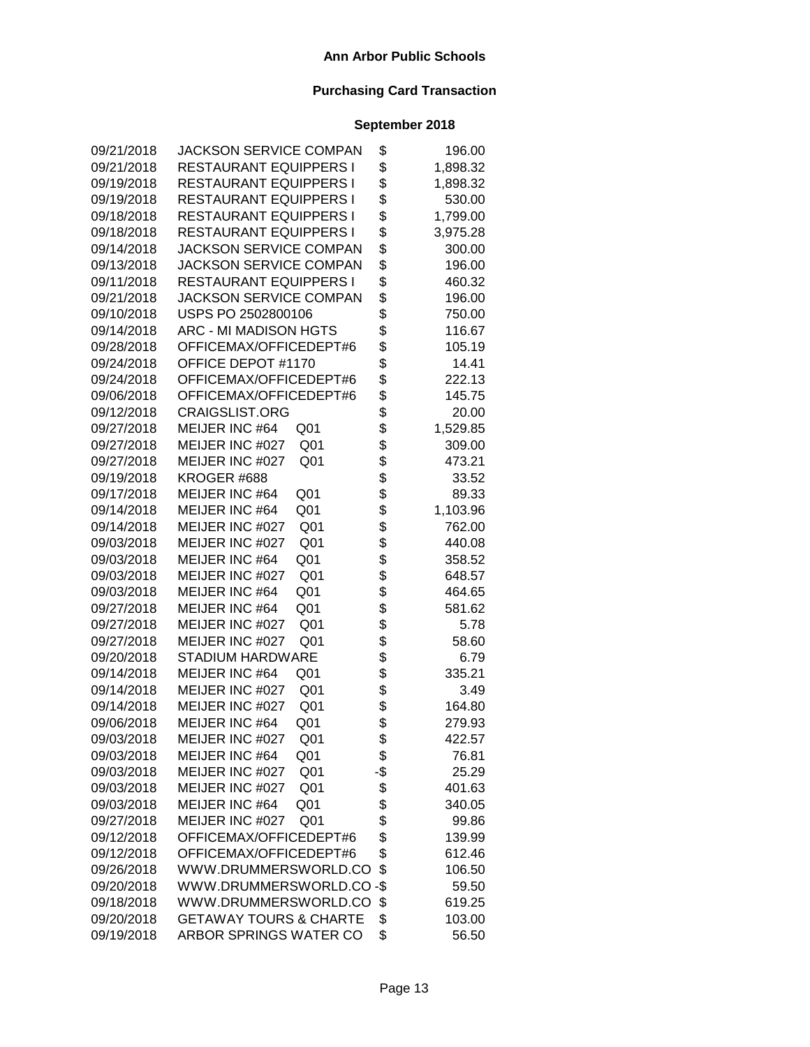# Ann Arbor Public Schools

## Purchasing Card Transaction

### September 2018

| Date | Vendor | | Amount |
|---|---|---|---|
| 09/21/2018 | JACKSON SERVICE COMPAN | $ | 196.00 |
| 09/21/2018 | RESTAURANT EQUIPPERS I | $ | 1,898.32 |
| 09/19/2018 | RESTAURANT EQUIPPERS I | $ | 1,898.32 |
| 09/19/2018 | RESTAURANT EQUIPPERS I | $ | 530.00 |
| 09/18/2018 | RESTAURANT EQUIPPERS I | $ | 1,799.00 |
| 09/18/2018 | RESTAURANT EQUIPPERS I | $ | 3,975.28 |
| 09/14/2018 | JACKSON SERVICE COMPAN | $ | 300.00 |
| 09/13/2018 | JACKSON SERVICE COMPAN | $ | 196.00 |
| 09/11/2018 | RESTAURANT EQUIPPERS I | $ | 460.32 |
| 09/21/2018 | JACKSON SERVICE COMPAN | $ | 196.00 |
| 09/10/2018 | USPS PO 2502800106 | $ | 750.00 |
| 09/14/2018 | ARC - MI MADISON HGTS | $ | 116.67 |
| 09/28/2018 | OFFICEMAX/OFFICEDEPT#6 | $ | 105.19 |
| 09/24/2018 | OFFICE DEPOT #1170 | $ | 14.41 |
| 09/24/2018 | OFFICEMAX/OFFICEDEPT#6 | $ | 222.13 |
| 09/06/2018 | OFFICEMAX/OFFICEDEPT#6 | $ | 145.75 |
| 09/12/2018 | CRAIGSLIST.ORG | $ | 20.00 |
| 09/27/2018 | MEIJER INC #64 Q01 | $ | 1,529.85 |
| 09/27/2018 | MEIJER INC #027 Q01 | $ | 309.00 |
| 09/27/2018 | MEIJER INC #027 Q01 | $ | 473.21 |
| 09/19/2018 | KROGER #688 | $ | 33.52 |
| 09/17/2018 | MEIJER INC #64 Q01 | $ | 89.33 |
| 09/14/2018 | MEIJER INC #64 Q01 | $ | 1,103.96 |
| 09/14/2018 | MEIJER INC #027 Q01 | $ | 762.00 |
| 09/03/2018 | MEIJER INC #027 Q01 | $ | 440.08 |
| 09/03/2018 | MEIJER INC #64 Q01 | $ | 358.52 |
| 09/03/2018 | MEIJER INC #027 Q01 | $ | 648.57 |
| 09/03/2018 | MEIJER INC #64 Q01 | $ | 464.65 |
| 09/27/2018 | MEIJER INC #64 Q01 | $ | 581.62 |
| 09/27/2018 | MEIJER INC #027 Q01 | $ | 5.78 |
| 09/27/2018 | MEIJER INC #027 Q01 | $ | 58.60 |
| 09/20/2018 | STADIUM HARDWARE | $ | 6.79 |
| 09/14/2018 | MEIJER INC #64 Q01 | $ | 335.21 |
| 09/14/2018 | MEIJER INC #027 Q01 | $ | 3.49 |
| 09/14/2018 | MEIJER INC #027 Q01 | $ | 164.80 |
| 09/06/2018 | MEIJER INC #64 Q01 | $ | 279.93 |
| 09/03/2018 | MEIJER INC #027 Q01 | $ | 422.57 |
| 09/03/2018 | MEIJER INC #64 Q01 | $ | 76.81 |
| 09/03/2018 | MEIJER INC #027 Q01 | -$ | 25.29 |
| 09/03/2018 | MEIJER INC #027 Q01 | $ | 401.63 |
| 09/03/2018 | MEIJER INC #64 Q01 | $ | 340.05 |
| 09/27/2018 | MEIJER INC #027 Q01 | $ | 99.86 |
| 09/12/2018 | OFFICEMAX/OFFICEDEPT#6 | $ | 139.99 |
| 09/12/2018 | OFFICEMAX/OFFICEDEPT#6 | $ | 612.46 |
| 09/26/2018 | WWW.DRUMMERSWORLD.CO | $ | 106.50 |
| 09/20/2018 | WWW.DRUMMERSWORLD.CO | -$ | 59.50 |
| 09/18/2018 | WWW.DRUMMERSWORLD.CO | $ | 619.25 |
| 09/20/2018 | GETAWAY TOURS & CHARTE | $ | 103.00 |
| 09/19/2018 | ARBOR SPRINGS WATER CO | $ | 56.50 |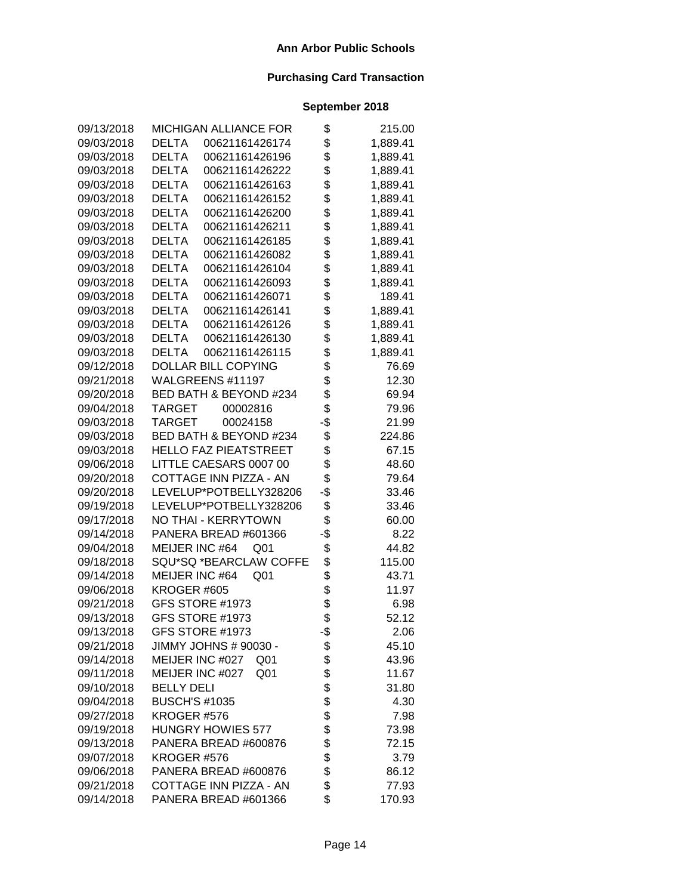**Ann Arbor Public Schools**

**Purchasing Card Transaction**

**September 2018**

| Date | Vendor | | Amount |
|---|---|---|---|
| 09/13/2018 | MICHIGAN ALLIANCE FOR | $ | 215.00 |
| 09/03/2018 | DELTA 00621161426174 | $ | 1,889.41 |
| 09/03/2018 | DELTA 00621161426196 | $ | 1,889.41 |
| 09/03/2018 | DELTA 00621161426222 | $ | 1,889.41 |
| 09/03/2018 | DELTA 00621161426163 | $ | 1,889.41 |
| 09/03/2018 | DELTA 00621161426152 | $ | 1,889.41 |
| 09/03/2018 | DELTA 00621161426200 | $ | 1,889.41 |
| 09/03/2018 | DELTA 00621161426211 | $ | 1,889.41 |
| 09/03/2018 | DELTA 00621161426185 | $ | 1,889.41 |
| 09/03/2018 | DELTA 00621161426082 | $ | 1,889.41 |
| 09/03/2018 | DELTA 00621161426104 | $ | 1,889.41 |
| 09/03/2018 | DELTA 00621161426093 | $ | 1,889.41 |
| 09/03/2018 | DELTA 00621161426071 | $ | 189.41 |
| 09/03/2018 | DELTA 00621161426141 | $ | 1,889.41 |
| 09/03/2018 | DELTA 00621161426126 | $ | 1,889.41 |
| 09/03/2018 | DELTA 00621161426130 | $ | 1,889.41 |
| 09/03/2018 | DELTA 00621161426115 | $ | 1,889.41 |
| 09/12/2018 | DOLLAR BILL COPYING | $ | 76.69 |
| 09/21/2018 | WALGREENS #11197 | $ | 12.30 |
| 09/20/2018 | BED BATH & BEYOND #234 | $ | 69.94 |
| 09/04/2018 | TARGET 00002816 | $ | 79.96 |
| 09/03/2018 | TARGET 00024158 | -$ | 21.99 |
| 09/03/2018 | BED BATH & BEYOND #234 | $ | 224.86 |
| 09/03/2018 | HELLO FAZ PIEATSTREET | $ | 67.15 |
| 09/06/2018 | LITTLE CAESARS 0007 00 | $ | 48.60 |
| 09/20/2018 | COTTAGE INN PIZZA - AN | $ | 79.64 |
| 09/20/2018 | LEVELUP*POTBELLY328206 | -$ | 33.46 |
| 09/19/2018 | LEVELUP*POTBELLY328206 | $ | 33.46 |
| 09/17/2018 | NO THAI - KERRYTOWN | $ | 60.00 |
| 09/14/2018 | PANERA BREAD #601366 | -$ | 8.22 |
| 09/04/2018 | MEIJER INC #64 Q01 | $ | 44.82 |
| 09/18/2018 | SQU*SQ *BEARCLAW COFFE | $ | 115.00 |
| 09/14/2018 | MEIJER INC #64 Q01 | $ | 43.71 |
| 09/06/2018 | KROGER #605 | $ | 11.97 |
| 09/21/2018 | GFS STORE #1973 | $ | 6.98 |
| 09/13/2018 | GFS STORE #1973 | $ | 52.12 |
| 09/13/2018 | GFS STORE #1973 | -$ | 2.06 |
| 09/21/2018 | JIMMY JOHNS # 90030 - | $ | 45.10 |
| 09/14/2018 | MEIJER INC #027 Q01 | $ | 43.96 |
| 09/11/2018 | MEIJER INC #027 Q01 | $ | 11.67 |
| 09/10/2018 | BELLY DELI | $ | 31.80 |
| 09/04/2018 | BUSCH'S #1035 | $ | 4.30 |
| 09/27/2018 | KROGER #576 | $ | 7.98 |
| 09/19/2018 | HUNGRY HOWIES 577 | $ | 73.98 |
| 09/13/2018 | PANERA BREAD #600876 | $ | 72.15 |
| 09/07/2018 | KROGER #576 | $ | 3.79 |
| 09/06/2018 | PANERA BREAD #600876 | $ | 86.12 |
| 09/21/2018 | COTTAGE INN PIZZA - AN | $ | 77.93 |
| 09/14/2018 | PANERA BREAD #601366 | $ | 170.93 |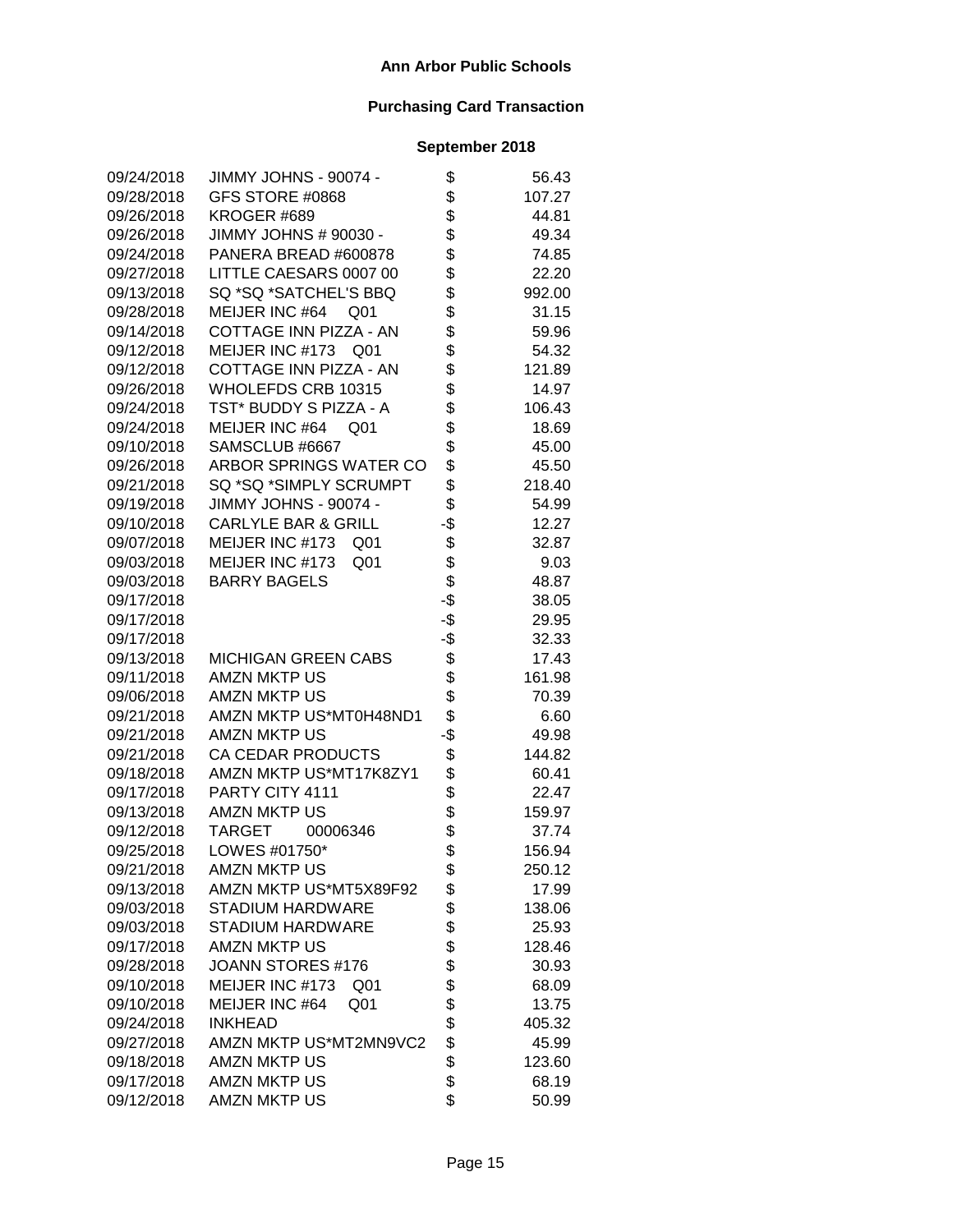## Ann Arbor Public Schools

## Purchasing Card Transaction

### September 2018

| Date | Merchant | | Amount |
|---|---|---|---|
| 09/24/2018 | JIMMY JOHNS - 90074 - | $ | 56.43 |
| 09/28/2018 | GFS STORE #0868 | $ | 107.27 |
| 09/26/2018 | KROGER #689 | $ | 44.81 |
| 09/26/2018 | JIMMY JOHNS # 90030 - | $ | 49.34 |
| 09/24/2018 | PANERA BREAD #600878 | $ | 74.85 |
| 09/27/2018 | LITTLE CAESARS 0007 00 | $ | 22.20 |
| 09/13/2018 | SQ *SQ *SATCHEL'S BBQ | $ | 992.00 |
| 09/28/2018 | MEIJER INC #64 Q01 | $ | 31.15 |
| 09/14/2018 | COTTAGE INN PIZZA - AN | $ | 59.96 |
| 09/12/2018 | MEIJER INC #173 Q01 | $ | 54.32 |
| 09/12/2018 | COTTAGE INN PIZZA - AN | $ | 121.89 |
| 09/26/2018 | WHOLEFDS CRB 10315 | $ | 14.97 |
| 09/24/2018 | TST* BUDDY S PIZZA - A | $ | 106.43 |
| 09/24/2018 | MEIJER INC #64 Q01 | $ | 18.69 |
| 09/10/2018 | SAMSCLUB #6667 | $ | 45.00 |
| 09/26/2018 | ARBOR SPRINGS WATER CO | $ | 45.50 |
| 09/21/2018 | SQ *SQ *SIMPLY SCRUMPT | $ | 218.40 |
| 09/19/2018 | JIMMY JOHNS - 90074 - | $ | 54.99 |
| 09/10/2018 | CARLYLE BAR & GRILL | -$ | 12.27 |
| 09/07/2018 | MEIJER INC #173 Q01 | $ | 32.87 |
| 09/03/2018 | MEIJER INC #173 Q01 | $ | 9.03 |
| 09/03/2018 | BARRY BAGELS | $ | 48.87 |
| 09/17/2018 | | -$ | 38.05 |
| 09/17/2018 | | -$ | 29.95 |
| 09/17/2018 | | -$ | 32.33 |
| 09/13/2018 | MICHIGAN GREEN CABS | $ | 17.43 |
| 09/11/2018 | AMZN MKTP US | $ | 161.98 |
| 09/06/2018 | AMZN MKTP US | $ | 70.39 |
| 09/21/2018 | AMZN MKTP US*MT0H48ND1 | $ | 6.60 |
| 09/21/2018 | AMZN MKTP US | -$ | 49.98 |
| 09/21/2018 | CA CEDAR PRODUCTS | $ | 144.82 |
| 09/18/2018 | AMZN MKTP US*MT17K8ZY1 | $ | 60.41 |
| 09/17/2018 | PARTY CITY 4111 | $ | 22.47 |
| 09/13/2018 | AMZN MKTP US | $ | 159.97 |
| 09/12/2018 | TARGET 00006346 | $ | 37.74 |
| 09/25/2018 | LOWES #01750* | $ | 156.94 |
| 09/21/2018 | AMZN MKTP US | $ | 250.12 |
| 09/13/2018 | AMZN MKTP US*MT5X89F92 | $ | 17.99 |
| 09/03/2018 | STADIUM HARDWARE | $ | 138.06 |
| 09/03/2018 | STADIUM HARDWARE | $ | 25.93 |
| 09/17/2018 | AMZN MKTP US | $ | 128.46 |
| 09/28/2018 | JOANN STORES #176 | $ | 30.93 |
| 09/10/2018 | MEIJER INC #173 Q01 | $ | 68.09 |
| 09/10/2018 | MEIJER INC #64 Q01 | $ | 13.75 |
| 09/24/2018 | INKHEAD | $ | 405.32 |
| 09/27/2018 | AMZN MKTP US*MT2MN9VC2 | $ | 45.99 |
| 09/18/2018 | AMZN MKTP US | $ | 123.60 |
| 09/17/2018 | AMZN MKTP US | $ | 68.19 |
| 09/12/2018 | AMZN MKTP US | $ | 50.99 |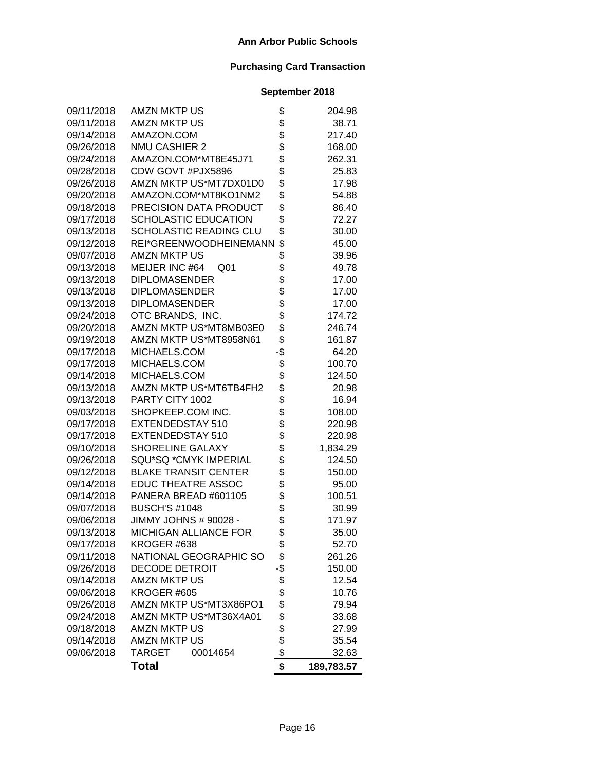## Ann Arbor Public Schools

### Purchasing Card Transaction

### September 2018

| | | | |
|---|---|---|---|
| 09/11/2018 | AMZN MKTP US | $ | 204.98 |
| 09/11/2018 | AMZN MKTP US | $ | 38.71 |
| 09/14/2018 | AMAZON.COM | $ | 217.40 |
| 09/26/2018 | NMU CASHIER 2 | $ | 168.00 |
| 09/24/2018 | AMAZON.COM*MT8E45J71 | $ | 262.31 |
| 09/28/2018 | CDW GOVT #PJX5896 | $ | 25.83 |
| 09/26/2018 | AMZN MKTP US*MT7DX01D0 | $ | 17.98 |
| 09/20/2018 | AMAZON.COM*MT8KO1NM2 | $ | 54.88 |
| 09/18/2018 | PRECISION DATA PRODUCT | $ | 86.40 |
| 09/17/2018 | SCHOLASTIC EDUCATION | $ | 72.27 |
| 09/13/2018 | SCHOLASTIC READING CLU | $ | 30.00 |
| 09/12/2018 | REI*GREENWOODHEINEMANN | $ | 45.00 |
| 09/07/2018 | AMZN MKTP US | $ | 39.96 |
| 09/13/2018 | MEIJER INC #64 Q01 | $ | 49.78 |
| 09/13/2018 | DIPLOMASENDER | $ | 17.00 |
| 09/13/2018 | DIPLOMASENDER | $ | 17.00 |
| 09/13/2018 | DIPLOMASENDER | $ | 17.00 |
| 09/24/2018 | OTC BRANDS, INC. | $ | 174.72 |
| 09/20/2018 | AMZN MKTP US*MT8MB03E0 | $ | 246.74 |
| 09/19/2018 | AMZN MKTP US*MT8958N61 | $ | 161.87 |
| 09/17/2018 | MICHAELS.COM | -$ | 64.20 |
| 09/17/2018 | MICHAELS.COM | $ | 100.70 |
| 09/14/2018 | MICHAELS.COM | $ | 124.50 |
| 09/13/2018 | AMZN MKTP US*MT6TB4FH2 | $ | 20.98 |
| 09/13/2018 | PARTY CITY 1002 | $ | 16.94 |
| 09/03/2018 | SHOPKEEP.COM INC. | $ | 108.00 |
| 09/17/2018 | EXTENDEDSTAY 510 | $ | 220.98 |
| 09/17/2018 | EXTENDEDSTAY 510 | $ | 220.98 |
| 09/10/2018 | SHORELINE GALAXY | $ | 1,834.29 |
| 09/26/2018 | SQU*SQ *CMYK IMPERIAL | $ | 124.50 |
| 09/12/2018 | BLAKE TRANSIT CENTER | $ | 150.00 |
| 09/14/2018 | EDUC THEATRE ASSOC | $ | 95.00 |
| 09/14/2018 | PANERA BREAD #601105 | $ | 100.51 |
| 09/07/2018 | BUSCH'S #1048 | $ | 30.99 |
| 09/06/2018 | JIMMY JOHNS # 90028 - | $ | 171.97 |
| 09/13/2018 | MICHIGAN ALLIANCE FOR | $ | 35.00 |
| 09/17/2018 | KROGER #638 | $ | 52.70 |
| 09/11/2018 | NATIONAL GEOGRAPHIC SO | $ | 261.26 |
| 09/26/2018 | DECODE DETROIT | -$ | 150.00 |
| 09/14/2018 | AMZN MKTP US | $ | 12.54 |
| 09/06/2018 | KROGER #605 | $ | 10.76 |
| 09/26/2018 | AMZN MKTP US*MT3X86PO1 | $ | 79.94 |
| 09/24/2018 | AMZN MKTP US*MT36X4A01 | $ | 33.68 |
| 09/18/2018 | AMZN MKTP US | $ | 27.99 |
| 09/14/2018 | AMZN MKTP US | $ | 35.54 |
| 09/06/2018 | TARGET 00014654 | $ | 32.63 |
| | **Total** | **$** | **189,783.57** |